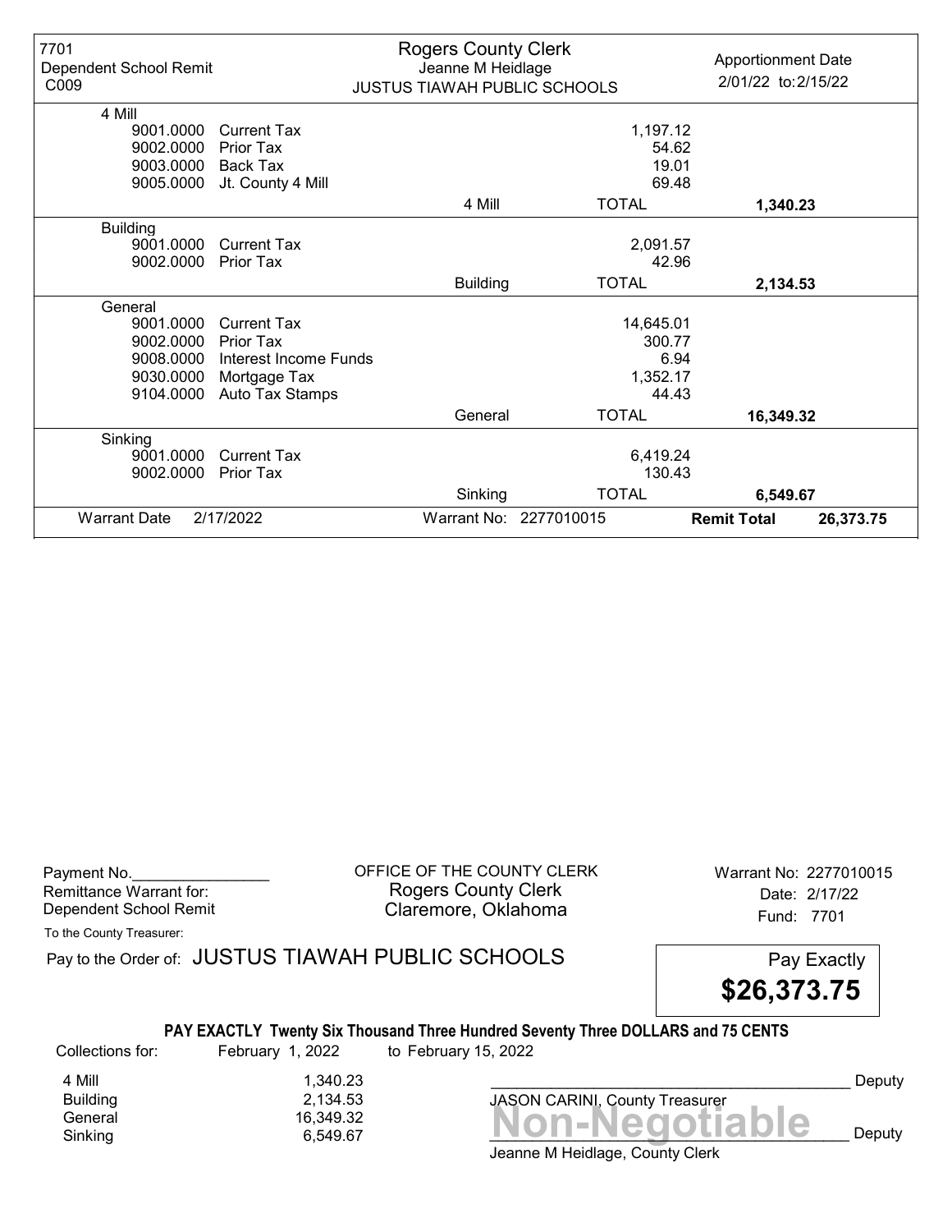| 7701 Dependent School Remit C009 | Rogers County Clerk Jeanne M Heidlage JUSTUS TIAWAH PUBLIC SCHOOLS | | | Apportionment Date 2/01/22 to: 2/15/22 | |
|---|---|---|---|---|---|
| 4 Mill | | | | | |
| 9001.0000 | Current Tax | | 1,197.12 | | |
| 9002.0000 | Prior Tax | | 54.62 | | |
| 9003.0000 | Back Tax | | 19.01 | | |
| 9005.0000 | Jt. County 4 Mill | | 69.48 | | |
| | | 4 Mill | TOTAL | **1,340.23** | |
| Building | | | | | |
| 9001.0000 | Current Tax | | 2,091.57 | | |
| 9002.0000 | Prior Tax | | 42.96 | | |
| | | Building | TOTAL | **2,134.53** | |
| General | | | | | |
| 9001.0000 | Current Tax | | 14,645.01 | | |
| 9002.0000 | Prior Tax | | 300.77 | | |
| 9008.0000 | Interest Income Funds | | 6.94 | | |
| 9030.0000 | Mortgage Tax | | 1,352.17 | | |
| 9104.0000 | Auto Tax Stamps | | 44.43 | | |
| | | General | TOTAL | **16,349.32** | |
| Sinking | | | | | |
| 9001.0000 | Current Tax | | 6,419.24 | | |
| 9002.0000 | Prior Tax | | 130.43 | | |
| | | Sinking | TOTAL | **6,549.67** | |
| Warrant Date | 2/17/2022 | Warrant No: 2277010015 | | **Remit Total** | **26,373.75** |

Payment No.________________
Remittance Warrant for:
Dependent School Remit

OFFICE OF THE COUNTY CLERK
Rogers County Clerk
Claremore, Oklahoma

Warrant No: 2277010015
Date: 2/17/22
Fund: 7701

To the County Treasurer:

Pay to the Order of: JUSTUS TIAWAH PUBLIC SCHOOLS

Pay Exactly
**$26,373.75**

**PAY EXACTLY Twenty Six Thousand Three Hundred Seventy Three DOLLARS and 75 CENTS**

Collections for: February 1, 2022 to February 15, 2022

| | |
|---|---|
| 4 Mill | 1,340.23 |
| Building | 2,134.53 |
| General | 16,349.32 |
| Sinking | 6,549.67 |

__________________________________________ Deputy
JASON CARINI, County Treasurer

Non-Negotiable

__________________________________________ Deputy
Jeanne M Heidlage, County Clerk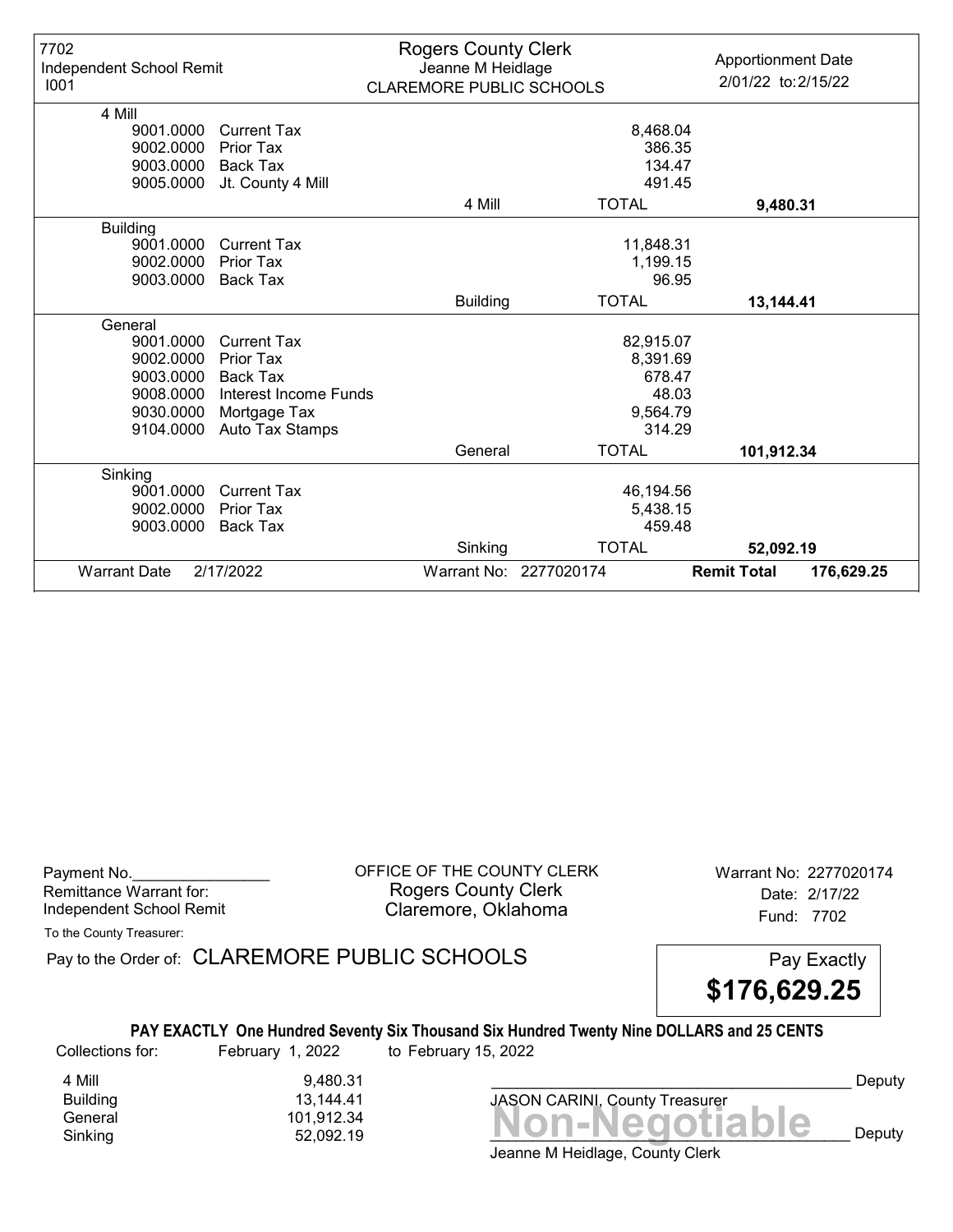7702
Independent School Remit
I001

**Rogers County Clerk**
Jeanne M Heidlage
CLAREMORE PUBLIC SCHOOLS

Apportionment Date
2/01/22 to: 2/15/22

| | | | | |
|---|---|---|---|---|
| **4 Mill** | | | | |
| 9001.0000 | Current Tax | | 8,468.04 | |
| 9002.0000 | Prior Tax | | 386.35 | |
| 9003.0000 | Back Tax | | 134.47 | |
| 9005.0000 | Jt. County 4 Mill | | 491.45 | |
| | | 4 Mill | TOTAL | **9,480.31** |
| **Building** | | | | |
| 9001.0000 | Current Tax | | 11,848.31 | |
| 9002.0000 | Prior Tax | | 1,199.15 | |
| 9003.0000 | Back Tax | | 96.95 | |
| | | Building | TOTAL | **13,144.41** |
| **General** | | | | |
| 9001.0000 | Current Tax | | 82,915.07 | |
| 9002.0000 | Prior Tax | | 8,391.69 | |
| 9003.0000 | Back Tax | | 678.47 | |
| 9008.0000 | Interest Income Funds | | 48.03 | |
| 9030.0000 | Mortgage Tax | | 9,564.79 | |
| 9104.0000 | Auto Tax Stamps | | 314.29 | |
| | | General | TOTAL | **101,912.34** |
| **Sinking** | | | | |
| 9001.0000 | Current Tax | | 46,194.56 | |
| 9002.0000 | Prior Tax | | 5,438.15 | |
| 9003.0000 | Back Tax | | 459.48 | |
| | | Sinking | TOTAL | **52,092.19** |
| Warrant Date | 2/17/2022 | Warrant No: 2277020174 | **Remit Total** | **176,629.25** |

Payment No.________________
Remittance Warrant for:
Independent School Remit

OFFICE OF THE COUNTY CLERK
Rogers County Clerk
Claremore, Oklahoma

Warrant No: 2277020174
Date: 2/17/22
Fund: 7702

To the County Treasurer:

Pay to the Order of: CLAREMORE PUBLIC SCHOOLS

Pay Exactly
**$176,629.25**

**PAY EXACTLY One Hundred Seventy Six Thousand Six Hundred Twenty Nine DOLLARS and 25 CENTS**

Collections for: February 1, 2022 to February 15, 2022

| | |
|---|---|
| 4 Mill | 9,480.31 |
| Building | 13,144.41 |
| General | 101,912.34 |
| Sinking | 52,092.19 |

_________________________________________ Deputy
JASON CARINI, County Treasurer

**Non-Negotiable**
_________________________________________ Deputy
Jeanne M Heidlage, County Clerk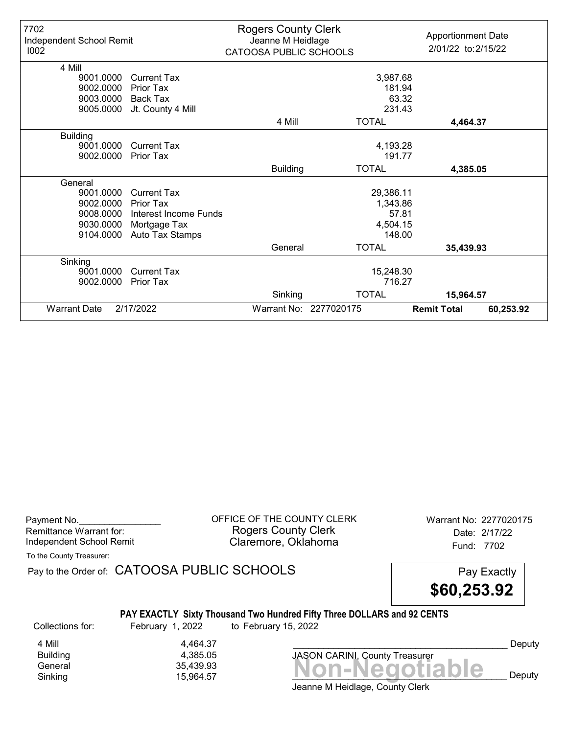| 7702 Independent School Remit I002 | Rogers County Clerk Jeanne M Heidlage CATOOSA PUBLIC SCHOOLS | | Apportionment Date 2/01/22 to: 2/15/22 |
|---|---|---|---|
| **4 Mill** | | | |
| 9001.0000 Current Tax | | 3,987.68 | |
| 9002.0000 Prior Tax | | 181.94 | |
| 9003.0000 Back Tax | | 63.32 | |
| 9005.0000 Jt. County 4 Mill | | 231.43 | |
| | 4 Mill | TOTAL | **4,464.37** |
| **Building** | | | |
| 9001.0000 Current Tax | | 4,193.28 | |
| 9002.0000 Prior Tax | | 191.77 | |
| | Building | TOTAL | **4,385.05** |
| **General** | | | |
| 9001.0000 Current Tax | | 29,386.11 | |
| 9002.0000 Prior Tax | | 1,343.86 | |
| 9008.0000 Interest Income Funds | | 57.81 | |
| 9030.0000 Mortgage Tax | | 4,504.15 | |
| 9104.0000 Auto Tax Stamps | | 148.00 | |
| | General | TOTAL | **35,439.93** |
| **Sinking** | | | |
| 9001.0000 Current Tax | | 15,248.30 | |
| 9002.0000 Prior Tax | | 716.27 | |
| | Sinking | TOTAL | **15,964.57** |
| Warrant Date 2/17/2022 | Warrant No: 2277020175 | **Remit Total** | **60,253.92** |

Payment No.________________
Remittance Warrant for:
Independent School Remit

OFFICE OF THE COUNTY CLERK
Rogers County Clerk
Claremore, Oklahoma

Warrant No: 2277020175
Date: 2/17/22
Fund: 7702

To the County Treasurer:

Pay to the Order of: CATOOSA PUBLIC SCHOOLS

Pay Exactly **$60,253.92**

**PAY EXACTLY Sixty Thousand Two Hundred Fifty Three DOLLARS and 92 CENTS**

Collections for: February 1, 2022 to February 15, 2022

| | |
|---|---|
| 4 Mill | 4,464.37 |
| Building | 4,385.05 |
| General | 35,439.93 |
| Sinking | 15,964.57 |

_________________________________________ Deputy
JASON CARINI, County Treasurer

**Non-Negotiable**

_________________________________________ Deputy
Jeanne M Heidlage, County Clerk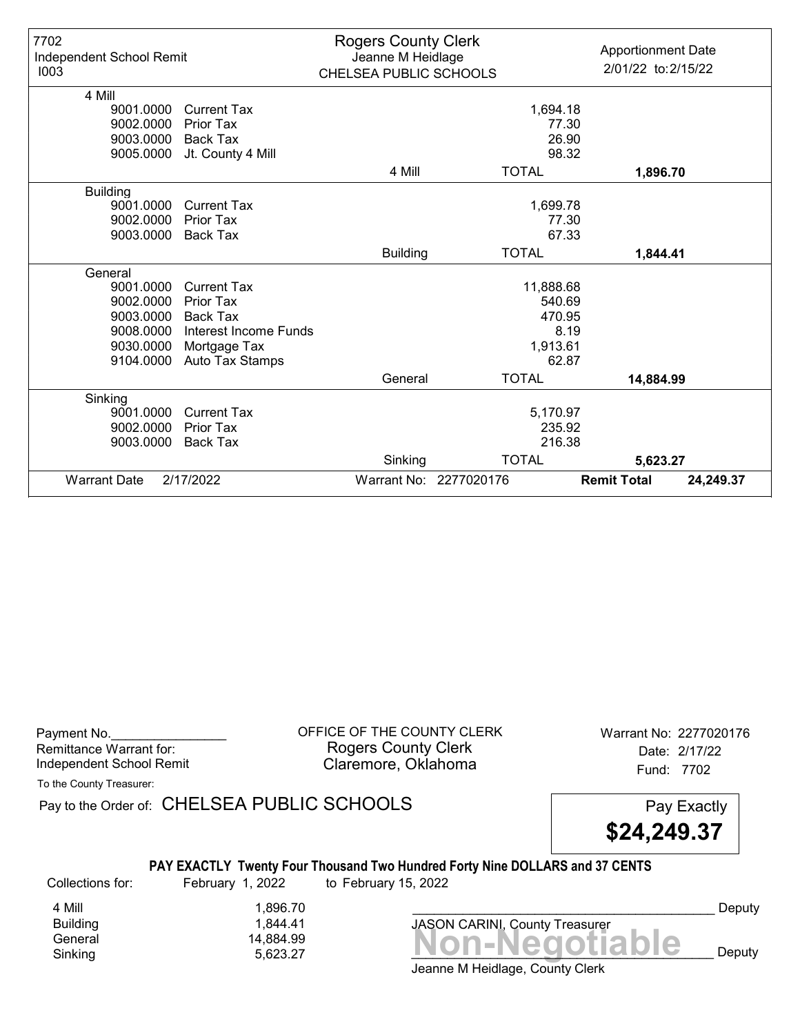| 7702 Independent School Remit I003 | Rogers County Clerk Jeanne M Heidlage CHELSEA PUBLIC SCHOOLS | Apportionment Date 2/01/22 to: 2/15/22 |
|---|---|---|

**4 Mill**

| Code | Description | | Amount | |
|---|---|---|---|---|
| 9001.0000 | Current Tax | | 1,694.18 | |
| 9002.0000 | Prior Tax | | 77.30 | |
| 9003.0000 | Back Tax | | 26.90 | |
| 9005.0000 | Jt. County 4 Mill | | 98.32 | |
| | | 4 Mill | TOTAL | 1,896.70 |

**Building**

| Code | Description | | Amount | |
|---|---|---|---|---|
| 9001.0000 | Current Tax | | 1,699.78 | |
| 9002.0000 | Prior Tax | | 77.30 | |
| 9003.0000 | Back Tax | | 67.33 | |
| | | Building | TOTAL | 1,844.41 |

**General**

| Code | Description | | Amount | |
|---|---|---|---|---|
| 9001.0000 | Current Tax | | 11,888.68 | |
| 9002.0000 | Prior Tax | | 540.69 | |
| 9003.0000 | Back Tax | | 470.95 | |
| 9008.0000 | Interest Income Funds | | 8.19 | |
| 9030.0000 | Mortgage Tax | | 1,913.61 | |
| 9104.0000 | Auto Tax Stamps | | 62.87 | |
| | | General | TOTAL | 14,884.99 |

**Sinking**

| Code | Description | | Amount | |
|---|---|---|---|---|
| 9001.0000 | Current Tax | | 5,170.97 | |
| 9002.0000 | Prior Tax | | 235.92 | |
| 9003.0000 | Back Tax | | 216.38 | |
| | | Sinking | TOTAL | 5,623.27 |

Warrant Date 2/17/2022 | Warrant No: 2277020176 | **Remit Total** **24,249.37**

---

Payment No.________________
Remittance Warrant for:
Independent School Remit

OFFICE OF THE COUNTY CLERK
Rogers County Clerk
Claremore, Oklahoma

Warrant No: 2277020176
Date: 2/17/22
Fund: 7702

To the County Treasurer:

Pay to the Order of: CHELSEA PUBLIC SCHOOLS

Pay Exactly **$24,249.37**

**PAY EXACTLY Twenty Four Thousand Two Hundred Forty Nine DOLLARS and 37 CENTS**

Collections for: February 1, 2022 to February 15, 2022

| | |
|---|---|
| 4 Mill | 1,896.70 |
| Building | 1,844.41 |
| General | 14,884.99 |
| Sinking | 5,623.27 |

________________________________________ Deputy
JASON CARINI, County Treasurer

**Non-Negotiable**
________________________________________ Deputy
Jeanne M Heidlage, County Clerk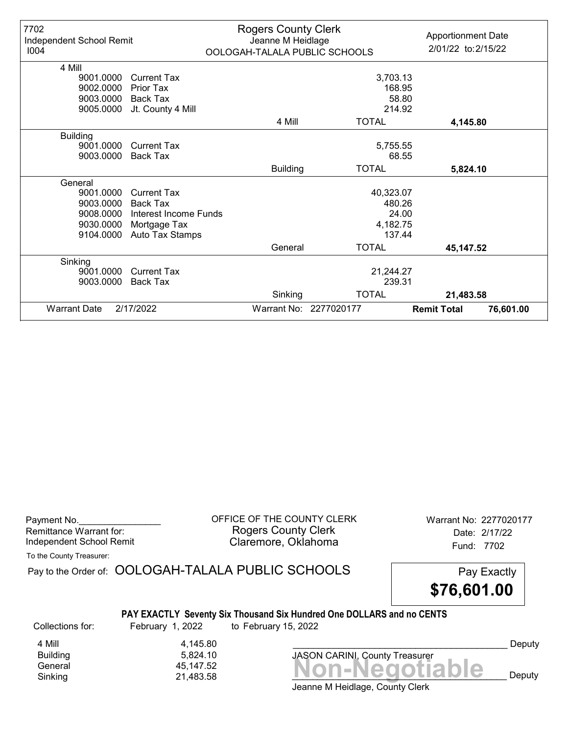7702
Independent School Remit
I004

**Rogers County Clerk**
Jeanne M Heidlage
OOLOGAH-TALALA PUBLIC SCHOOLS

Apportionment Date
2/01/22 to: 2/15/22

| | | | | |
|---|---|---|---|---|
| **4 Mill** | | | | |
| 9001.0000 | Current Tax | | 3,703.13 | |
| 9002.0000 | Prior Tax | | 168.95 | |
| 9003.0000 | Back Tax | | 58.80 | |
| 9005.0000 | Jt. County 4 Mill | | 214.92 | |
| | | 4 Mill | TOTAL | **4,145.80** |
| **Building** | | | | |
| 9001.0000 | Current Tax | | 5,755.55 | |
| 9003.0000 | Back Tax | | 68.55 | |
| | | Building | TOTAL | **5,824.10** |
| **General** | | | | |
| 9001.0000 | Current Tax | | 40,323.07 | |
| 9003.0000 | Back Tax | | 480.26 | |
| 9008.0000 | Interest Income Funds | | 24.00 | |
| 9030.0000 | Mortgage Tax | | 4,182.75 | |
| 9104.0000 | Auto Tax Stamps | | 137.44 | |
| | | General | TOTAL | **45,147.52** |
| **Sinking** | | | | |
| 9001.0000 | Current Tax | | 21,244.27 | |
| 9003.0000 | Back Tax | | 239.31 | |
| | | Sinking | TOTAL | **21,483.58** |

Warrant Date 2/17/2022 — Warrant No: 2277020177 — **Remit Total 76,601.00**

---

Payment No.________________
Remittance Warrant for:
Independent School Remit

OFFICE OF THE COUNTY CLERK
Rogers County Clerk
Claremore, Oklahoma

Warrant No: 2277020177
Date: 2/17/22
Fund: 7702

To the County Treasurer:

Pay to the Order of: OOLOGAH-TALALA PUBLIC SCHOOLS

Pay Exactly **$76,601.00**

**PAY EXACTLY Seventy Six Thousand Six Hundred One DOLLARS and no CENTS**

Collections for: February 1, 2022 to February 15, 2022

| | |
|---|---|
| 4 Mill | 4,145.80 |
| Building | 5,824.10 |
| General | 45,147.52 |
| Sinking | 21,483.58 |

__________________________________________ Deputy
JASON CARINI, County Treasurer

**Non-Negotiable**

__________________________________________ Deputy
Jeanne M Heidlage, County Clerk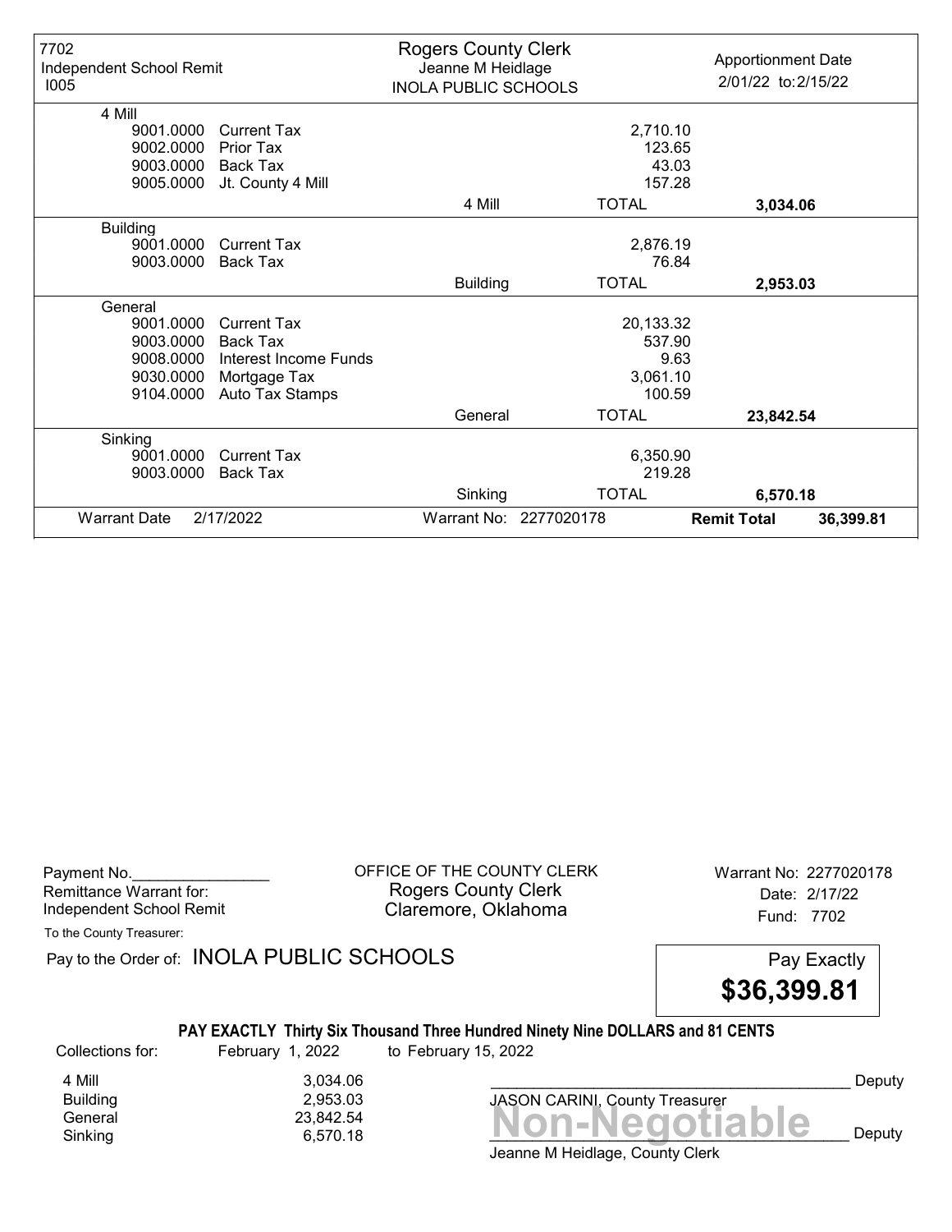| 7702 Independent School Remit I005 | Rogers County Clerk Jeanne M Heidlage INOLA PUBLIC SCHOOLS | | Apportionment Date 2/01/22 to: 2/15/22 |
|---|---|---|---|
| **4 Mill** | | | |
| 9001.0000 Current Tax | | 2,710.10 | |
| 9002.0000 Prior Tax | | 123.65 | |
| 9003.0000 Back Tax | | 43.03 | |
| 9005.0000 Jt. County 4 Mill | | 157.28 | |
| | 4 Mill | TOTAL | **3,034.06** |
| **Building** | | | |
| 9001.0000 Current Tax | | 2,876.19 | |
| 9003.0000 Back Tax | | 76.84 | |
| | Building | TOTAL | **2,953.03** |
| **General** | | | |
| 9001.0000 Current Tax | | 20,133.32 | |
| 9003.0000 Back Tax | | 537.90 | |
| 9008.0000 Interest Income Funds | | 9.63 | |
| 9030.0000 Mortgage Tax | | 3,061.10 | |
| 9104.0000 Auto Tax Stamps | | 100.59 | |
| | General | TOTAL | **23,842.54** |
| **Sinking** | | | |
| 9001.0000 Current Tax | | 6,350.90 | |
| 9003.0000 Back Tax | | 219.28 | |
| | Sinking | TOTAL | **6,570.18** |
| Warrant Date 2/17/2022 | Warrant No: 2277020178 | **Remit Total** | **36,399.81** |

Payment No.________________
Remittance Warrant for:
Independent School Remit

OFFICE OF THE COUNTY CLERK
Rogers County Clerk
Claremore, Oklahoma

Warrant No: 2277020178
Date: 2/17/22
Fund: 7702

To the County Treasurer:

Pay to the Order of: INOLA PUBLIC SCHOOLS

Pay Exactly **$36,399.81**

**PAY EXACTLY Thirty Six Thousand Three Hundred Ninety Nine DOLLARS and 81 CENTS**

Collections for: February 1, 2022 to February 15, 2022

| | |
|---|---|
| 4 Mill | 3,034.06 |
| Building | 2,953.03 |
| General | 23,842.54 |
| Sinking | 6,570.18 |

__________________________________________ Deputy
JASON CARINI, County Treasurer

Non-Negotiable

__________________________________________ Deputy
Jeanne M Heidlage, County Clerk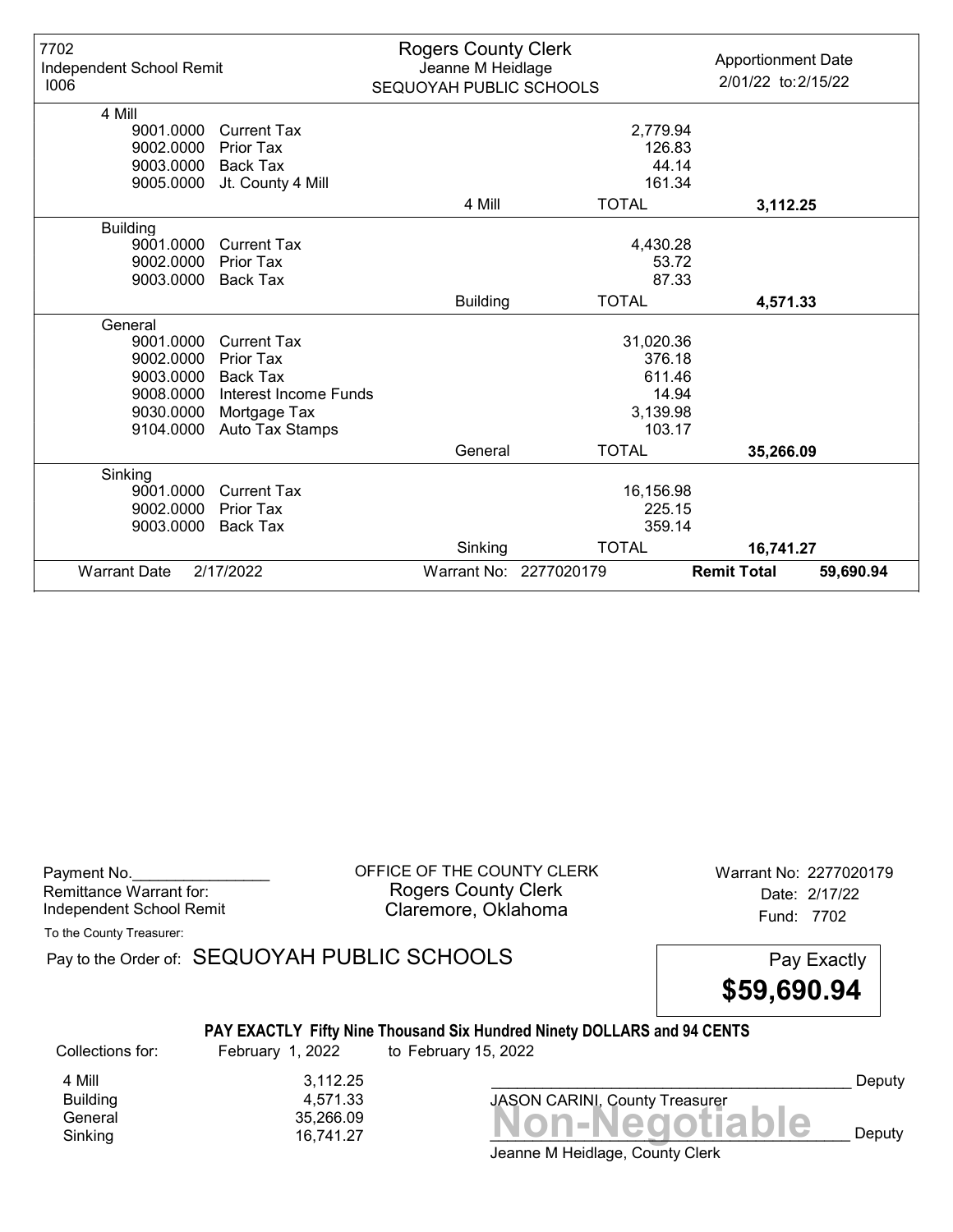| 7702 Independent School Remit I006 | Rogers County Clerk Jeanne M Heidlage SEQUOYAH PUBLIC SCHOOLS | | Apportionment Date 2/01/22 to: 2/15/22 |
|---|---|---|---|
| **4 Mill** | | | |
| 9001.0000 Current Tax | | 2,779.94 | |
| 9002.0000 Prior Tax | | 126.83 | |
| 9003.0000 Back Tax | | 44.14 | |
| 9005.0000 Jt. County 4 Mill | | 161.34 | |
| | 4 Mill | TOTAL | **3,112.25** |
| **Building** | | | |
| 9001.0000 Current Tax | | 4,430.28 | |
| 9002.0000 Prior Tax | | 53.72 | |
| 9003.0000 Back Tax | | 87.33 | |
| | Building | TOTAL | **4,571.33** |
| **General** | | | |
| 9001.0000 Current Tax | | 31,020.36 | |
| 9002.0000 Prior Tax | | 376.18 | |
| 9003.0000 Back Tax | | 611.46 | |
| 9008.0000 Interest Income Funds | | 14.94 | |
| 9030.0000 Mortgage Tax | | 3,139.98 | |
| 9104.0000 Auto Tax Stamps | | 103.17 | |
| | General | TOTAL | **35,266.09** |
| **Sinking** | | | |
| 9001.0000 Current Tax | | 16,156.98 | |
| 9002.0000 Prior Tax | | 225.15 | |
| 9003.0000 Back Tax | | 359.14 | |
| | Sinking | TOTAL | **16,741.27** |
| Warrant Date 2/17/2022 | Warrant No: 2277020179 | **Remit Total** | **59,690.94** |

Payment No.________________
Remittance Warrant for:
Independent School Remit

OFFICE OF THE COUNTY CLERK
Rogers County Clerk
Claremore, Oklahoma

Warrant No: 2277020179
Date: 2/17/22
Fund: 7702

To the County Treasurer:

Pay to the Order of: SEQUOYAH PUBLIC SCHOOLS

Pay Exactly **$59,690.94**

**PAY EXACTLY Fifty Nine Thousand Six Hundred Ninety DOLLARS and 94 CENTS**

Collections for: February 1, 2022 to February 15, 2022

| | |
|---|---|
| 4 Mill | 3,112.25 |
| Building | 4,571.33 |
| General | 35,266.09 |
| Sinking | 16,741.27 |

__________________________________________ Deputy
JASON CARINI, County Treasurer

**Non-Negotiable**

__________________________________________ Deputy
Jeanne M Heidlage, County Clerk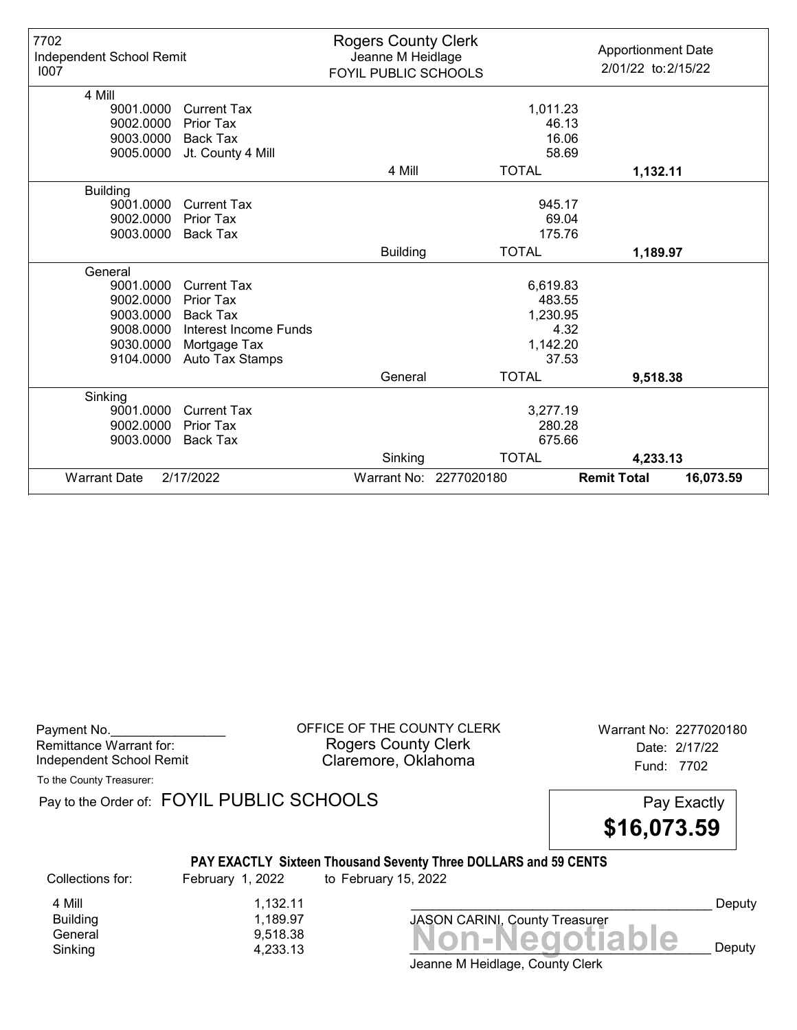| 7702<br>Independent School Remit<br>I007 | Rogers County Clerk<br>Jeanne M Heidlage<br>FOYIL PUBLIC SCHOOLS | | Apportionment Date<br>2/01/22 to: 2/15/22 |
|---|---|---|---|

| | | | | |
|---|---|---|---|---|
| **4 Mill** | | | | |
| 9001.0000 | Current Tax | | 1,011.23 | |
| 9002.0000 | Prior Tax | | 46.13 | |
| 9003.0000 | Back Tax | | 16.06 | |
| 9005.0000 | Jt. County 4 Mill | | 58.69 | |
| | | 4 Mill | TOTAL | **1,132.11** |
| **Building** | | | | |
| 9001.0000 | Current Tax | | 945.17 | |
| 9002.0000 | Prior Tax | | 69.04 | |
| 9003.0000 | Back Tax | | 175.76 | |
| | | Building | TOTAL | **1,189.97** |
| **General** | | | | |
| 9001.0000 | Current Tax | | 6,619.83 | |
| 9002.0000 | Prior Tax | | 483.55 | |
| 9003.0000 | Back Tax | | 1,230.95 | |
| 9008.0000 | Interest Income Funds | | 4.32 | |
| 9030.0000 | Mortgage Tax | | 1,142.20 | |
| 9104.0000 | Auto Tax Stamps | | 37.53 | |
| | | General | TOTAL | **9,518.38** |
| **Sinking** | | | | |
| 9001.0000 | Current Tax | | 3,277.19 | |
| 9002.0000 | Prior Tax | | 280.28 | |
| 9003.0000 | Back Tax | | 675.66 | |
| | | Sinking | TOTAL | **4,233.13** |
| Warrant Date | 2/17/2022 | Warrant No: 2277020180 | **Remit Total** | **16,073.59** |

Payment No.________________
Remittance Warrant for:
Independent School Remit

OFFICE OF THE COUNTY CLERK
Rogers County Clerk
Claremore, Oklahoma

Warrant No: 2277020180
Date: 2/17/22
Fund: 7702

To the County Treasurer:

Pay to the Order of: FOYIL PUBLIC SCHOOLS

Pay Exactly
**$16,073.59**

**PAY EXACTLY Sixteen Thousand Seventy Three DOLLARS and 59 CENTS**

Collections for: February 1, 2022 to February 15, 2022

| | |
|---|---|
| 4 Mill | 1,132.11 |
| Building | 1,189.97 |
| General | 9,518.38 |
| Sinking | 4,233.13 |

__________________________________________ Deputy
JASON CARINI, County Treasurer

**Non-Negotiable**

__________________________________________ Deputy
Jeanne M Heidlage, County Clerk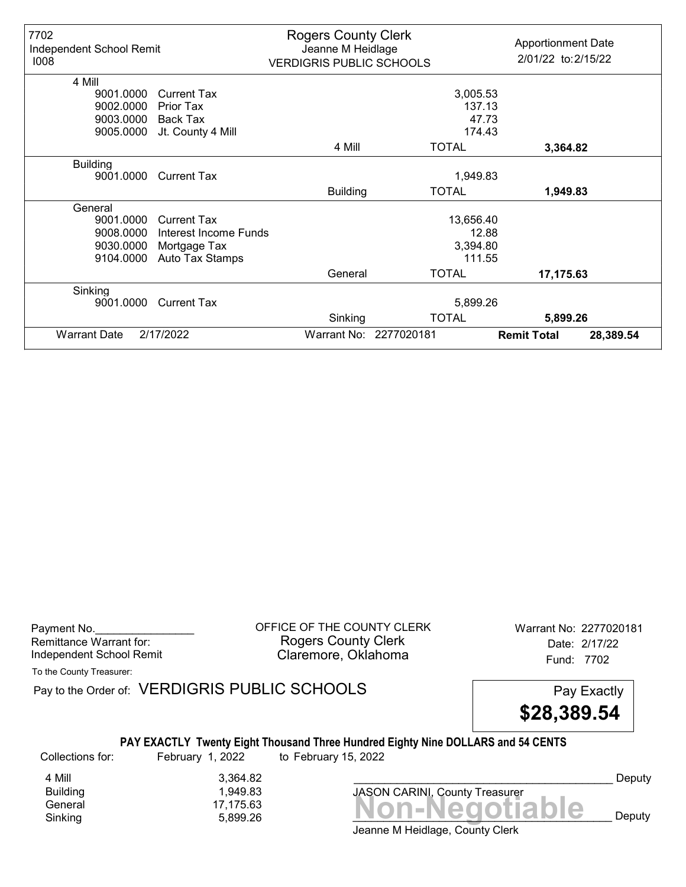7702
Independent School Remit
I008

**Rogers County Clerk**
Jeanne M Heidlage
VERDIGRIS PUBLIC SCHOOLS

Apportionment Date
2/01/22 to: 2/15/22

| | | | | |
|---|---|---|---|---|
| **4 Mill** | | | | |
| 9001.0000 | Current Tax | | 3,005.53 | |
| 9002.0000 | Prior Tax | | 137.13 | |
| 9003.0000 | Back Tax | | 47.73 | |
| 9005.0000 | Jt. County 4 Mill | | 174.43 | |
| | | 4 Mill | TOTAL | **3,364.82** |
| **Building** | | | | |
| 9001.0000 | Current Tax | | 1,949.83 | |
| | | Building | TOTAL | **1,949.83** |
| **General** | | | | |
| 9001.0000 | Current Tax | | 13,656.40 | |
| 9008.0000 | Interest Income Funds | | 12.88 | |
| 9030.0000 | Mortgage Tax | | 3,394.80 | |
| 9104.0000 | Auto Tax Stamps | | 111.55 | |
| | | General | TOTAL | **17,175.63** |
| **Sinking** | | | | |
| 9001.0000 | Current Tax | | 5,899.26 | |
| | | Sinking | TOTAL | **5,899.26** |

Warrant Date 2/17/2022 | Warrant No: 2277020181 | **Remit Total** **28,389.54**

Payment No.________________
Remittance Warrant for:
Independent School Remit

OFFICE OF THE COUNTY CLERK
Rogers County Clerk
Claremore, Oklahoma

Warrant No: 2277020181
Date: 2/17/22
Fund: 7702

To the County Treasurer:

Pay to the Order of: VERDIGRIS PUBLIC SCHOOLS

Pay Exactly
**$28,389.54**

**PAY EXACTLY Twenty Eight Thousand Three Hundred Eighty Nine DOLLARS and 54 CENTS**

Collections for: February 1, 2022 to February 15, 2022

| | |
|---|---|
| 4 Mill | 3,364.82 |
| Building | 1,949.83 |
| General | 17,175.63 |
| Sinking | 5,899.26 |

________________________________________ Deputy
JASON CARINI, County Treasurer

**Non-Negotiable**
________________________________________ Deputy
Jeanne M Heidlage, County Clerk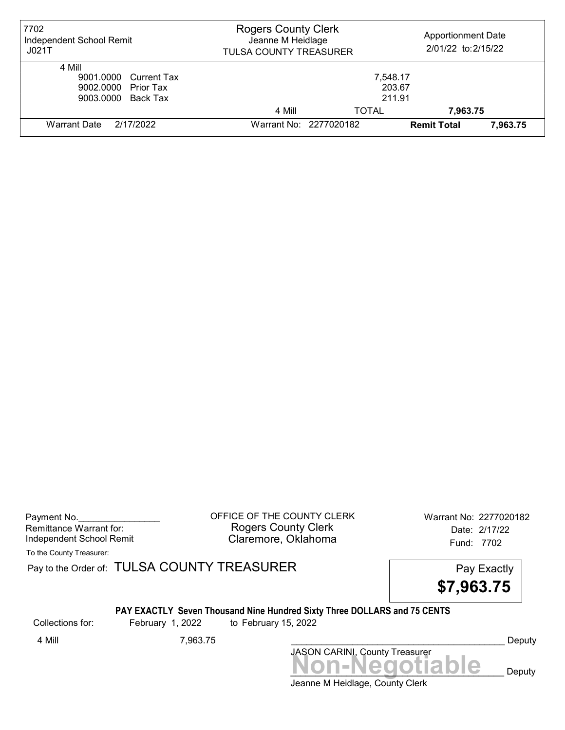| 7702<br>Independent School Remit<br>J021T | Rogers County Clerk<br>Jeanne M Heidlage<br>TULSA COUNTY TREASURER | | Apportionment Date<br>2/01/22 to: 2/15/22 | |
|---|---|---|---|---|
| 4 Mill | | | | |
| 9001.0000 Current Tax | | 7,548.17 | | |
| 9002.0000 Prior Tax | | 203.67 | | |
| 9003.0000 Back Tax | | 211.91 | | |
| | 4 Mill | TOTAL | 7,963.75 | |
| Warrant Date 2/17/2022 | Warrant No: 2277020182 | | **Remit Total** | **7,963.75** |

Payment No.________________
Remittance Warrant for:
Independent School Remit

OFFICE OF THE COUNTY CLERK
Rogers County Clerk
Claremore, Oklahoma

Warrant No: 2277020182
Date: 2/17/22
Fund: 7702

To the County Treasurer:

Pay to the Order of: TULSA COUNTY TREASURER

Pay Exactly
**$7,963.75**

**PAY EXACTLY Seven Thousand Nine Hundred Sixty Three DOLLARS and 75 CENTS**

Collections for: February 1, 2022 to February 15, 2022

4 Mill 7,963.75

_________________________________________ Deputy
JASON CARINI, County Treasurer

**Non-Negotiable**

_________________________________________ Deputy
Jeanne M Heidlage, County Clerk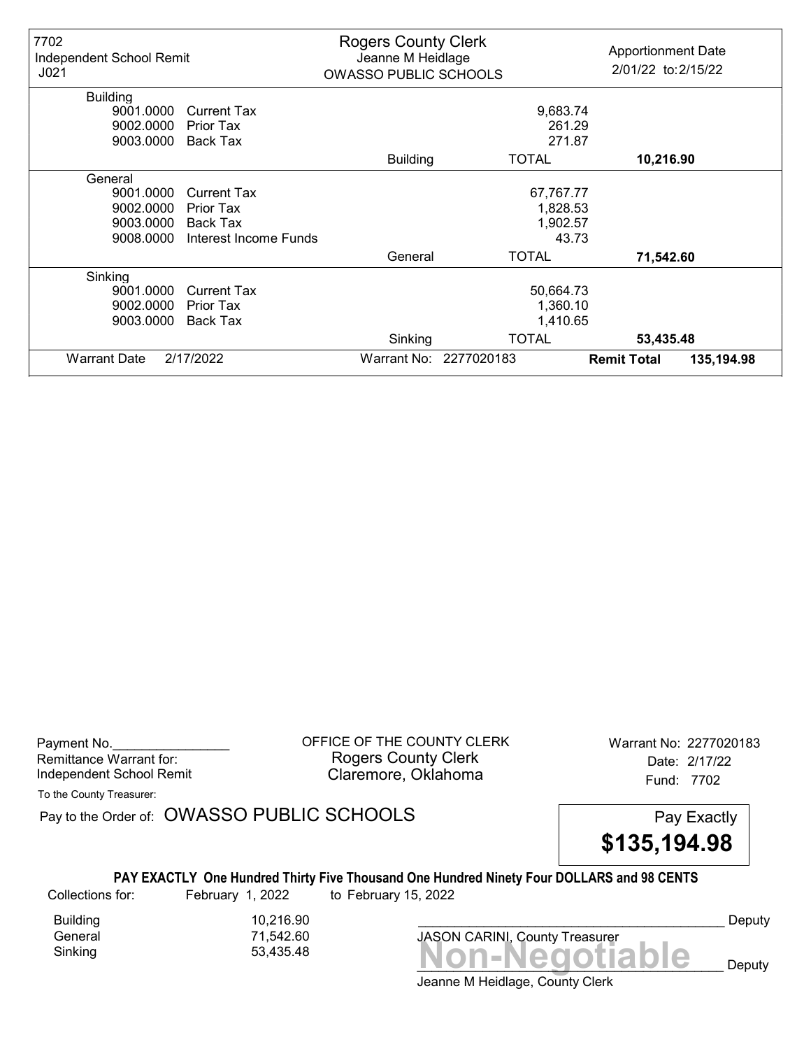| 7702 Independent School Remit J021 | Rogers County Clerk Jeanne M Heidlage OWASSO PUBLIC SCHOOLS | | Apportionment Date 2/01/22 to: 2/15/22 |
|---|---|---|---|
| **Building** | | | |
| 9001.0000 Current Tax | | 9,683.74 | |
| 9002.0000 Prior Tax | | 261.29 | |
| 9003.0000 Back Tax | | 271.87 | |
| | Building | TOTAL | **10,216.90** |
| **General** | | | |
| 9001.0000 Current Tax | | 67,767.77 | |
| 9002.0000 Prior Tax | | 1,828.53 | |
| 9003.0000 Back Tax | | 1,902.57 | |
| 9008.0000 Interest Income Funds | | 43.73 | |
| | General | TOTAL | **71,542.60** |
| **Sinking** | | | |
| 9001.0000 Current Tax | | 50,664.73 | |
| 9002.0000 Prior Tax | | 1,360.10 | |
| 9003.0000 Back Tax | | 1,410.65 | |
| | Sinking | TOTAL | **53,435.48** |
| Warrant Date 2/17/2022 | Warrant No: 2277020183 | | **Remit Total** **135,194.98** |

Payment No.________________
Remittance Warrant for:
Independent School Remit

OFFICE OF THE COUNTY CLERK
Rogers County Clerk
Claremore, Oklahoma

Warrant No: 2277020183
Date: 2/17/22
Fund: 7702

To the County Treasurer:

Pay to the Order of: OWASSO PUBLIC SCHOOLS

Pay Exactly
**$135,194.98**

**PAY EXACTLY One Hundred Thirty Five Thousand One Hundred Ninety Four DOLLARS and 98 CENTS**

Collections for: February 1, 2022 to February 15, 2022

| | |
|---|---|
| Building | 10,216.90 |
| General | 71,542.60 |
| Sinking | 53,435.48 |

__________________________________________ Deputy
JASON CARINI, County Treasurer

**Non-Negotiable**

__________________________________________ Deputy
Jeanne M Heidlage, County Clerk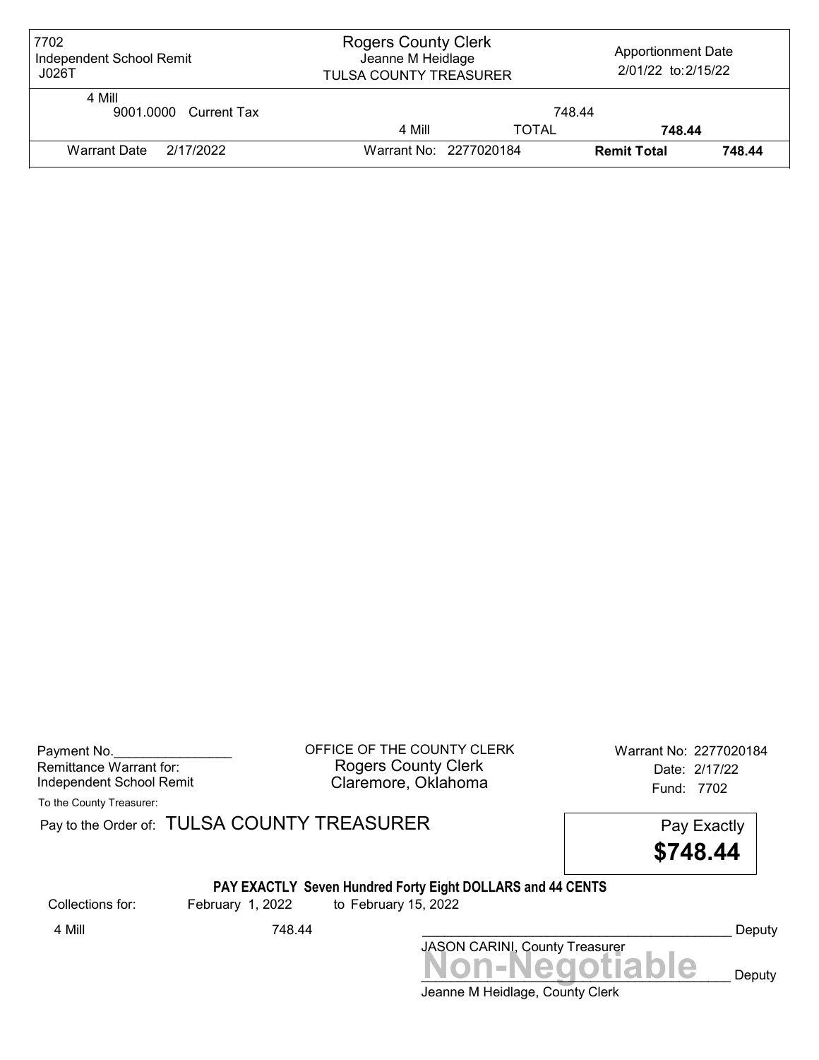| 7702 Independent School Remit J026T | Rogers County Clerk Jeanne M Heidlage TULSA COUNTY TREASURER | | Apportionment Date 2/01/22 to:2/15/22 |
|---|---|---|---|
| 4 Mill<br>9001.0000 Current Tax | | 748.44 | |
| | 4 Mill | TOTAL | 748.44 |
| Warrant Date 2/17/2022 | Warrant No: 2277020184 | | Remit Total 748.44 |

Payment No.________________
Remittance Warrant for:
Independent School Remit

OFFICE OF THE COUNTY CLERK
Rogers County Clerk
Claremore, Oklahoma

Warrant No: 2277020184
Date: 2/17/22
Fund: 7702

To the County Treasurer:

Pay to the Order of: TULSA COUNTY TREASURER

Pay Exactly
**$748.44**

**PAY EXACTLY Seven Hundred Forty Eight DOLLARS and 44 CENTS**

Collections for: February 1, 2022 to February 15, 2022

4 Mill 748.44

__________________________________________ Deputy
JASON CARINI, County Treasurer

**Non-Negotiable**
__________________________________________ Deputy
Jeanne M Heidlage, County Clerk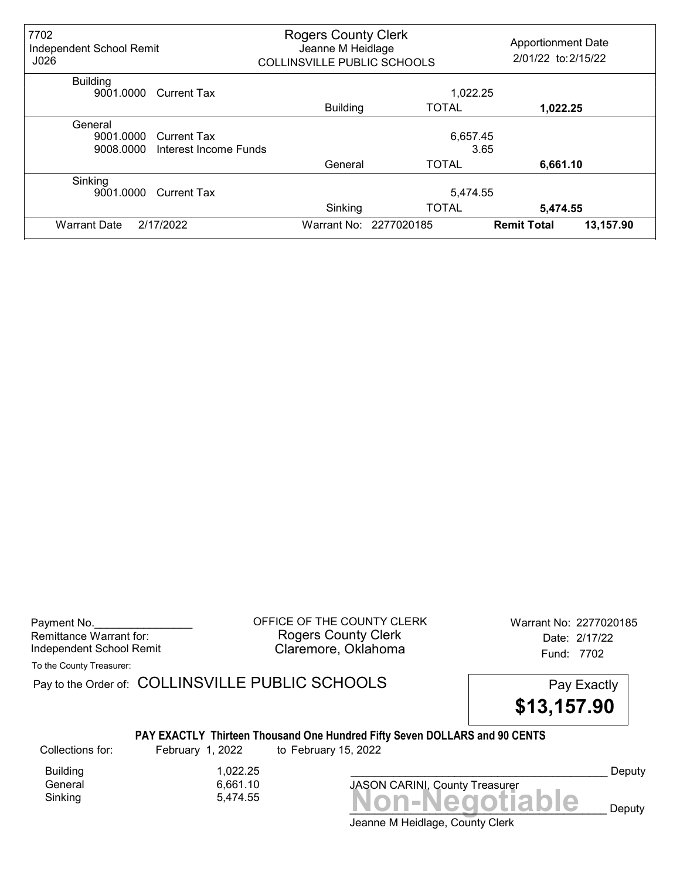| 7702 Independent School Remit J026 | Rogers County Clerk Jeanne M Heidlage COLLINSVILLE PUBLIC SCHOOLS | | Apportionment Date 2/01/22 to: 2/15/22 |
|---|---|---|---|
| Building | | | |
| 9001.0000 Current Tax | | 1,022.25 | |
| | Building | TOTAL | **1,022.25** |
| General | | | |
| 9001.0000 Current Tax | | 6,657.45 | |
| 9008.0000 Interest Income Funds | | 3.65 | |
| | General | TOTAL | **6,661.10** |
| Sinking | | | |
| 9001.0000 Current Tax | | 5,474.55 | |
| | Sinking | TOTAL | **5,474.55** |
| Warrant Date 2/17/2022 | Warrant No: 2277020185 | | **Remit Total** **13,157.90** |

Payment No.________________
Remittance Warrant for:
Independent School Remit

OFFICE OF THE COUNTY CLERK
Rogers County Clerk
Claremore, Oklahoma

Warrant No: 2277020185
Date: 2/17/22
Fund: 7702

To the County Treasurer:

Pay to the Order of: COLLINSVILLE PUBLIC SCHOOLS

Pay Exactly **$13,157.90**

**PAY EXACTLY Thirteen Thousand One Hundred Fifty Seven DOLLARS and 90 CENTS**

Collections for: February 1, 2022 to February 15, 2022

| | |
|---|---|
| Building | 1,022.25 |
| General | 6,661.10 |
| Sinking | 5,474.55 |

__________________________________________ Deputy
JASON CARINI, County Treasurer

**Non-Negotiable**
__________________________________________ Deputy
Jeanne M Heidlage, County Clerk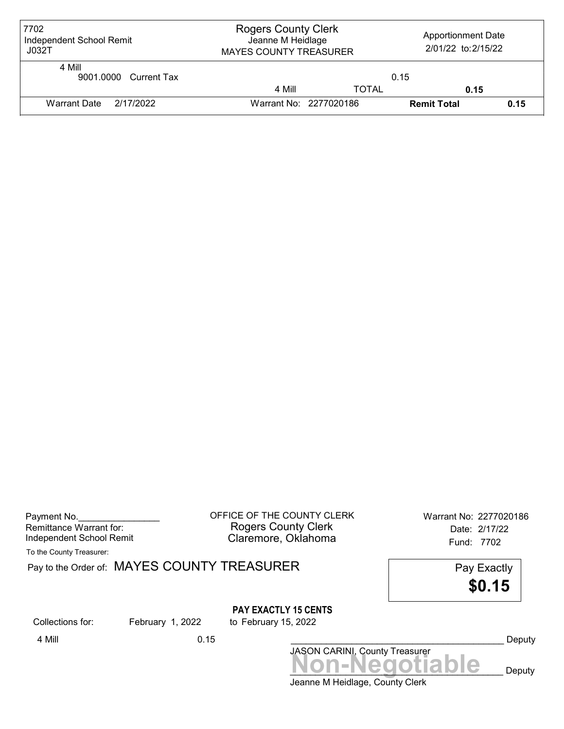| 7702 Independent School Remit J032T | Rogers County Clerk Jeanne M Heidlage MAYES COUNTY TREASURER | | Apportionment Date 2/01/22 to: 2/15/22 | |
|---|---|---|---|---|
| 4 Mill 9001.0000 Current Tax | | | 0.15 | |
| | 4 Mill | TOTAL | 0.15 | |
| Warrant Date 2/17/2022 | Warrant No: 2277020186 | | Remit Total | 0.15 |

Payment No.________________

Remittance Warrant for:
Independent School Remit

OFFICE OF THE COUNTY CLERK
Rogers County Clerk
Claremore, Oklahoma

Warrant No: 2277020186
Date: 2/17/22
Fund: 7702

To the County Treasurer:

Pay to the Order of: MAYES COUNTY TREASURER

Pay Exactly
**$0.15**

**PAY EXACTLY 15 CENTS**

Collections for: February 1, 2022 to February 15, 2022

4 Mill 0.15

__________________________________________ Deputy
JASON CARINI, County Treasurer

**Non-Negotiable**
__________________________________________ Deputy
Jeanne M Heidlage, County Clerk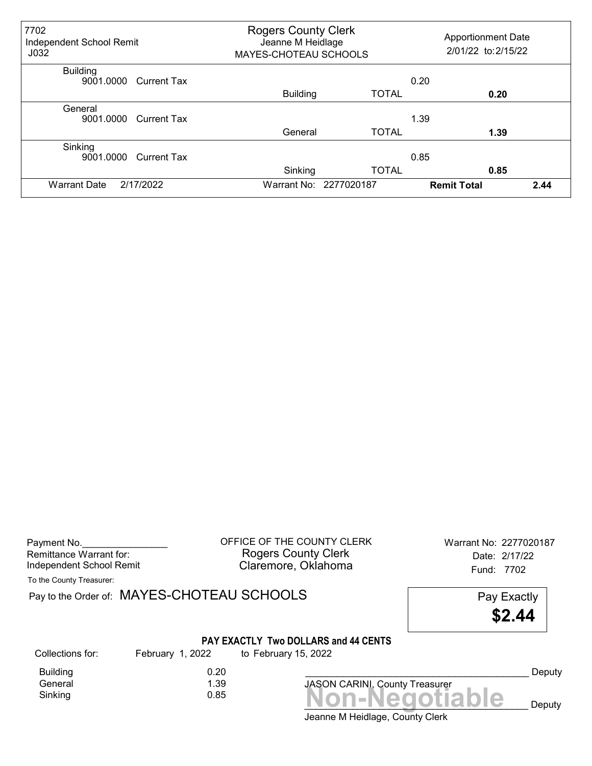| | | | |
|---|---|---|---|
| 7702<br>Independent School Remit<br>J032 | Rogers County Clerk<br>Jeanne M Heidlage<br>MAYES-CHOTEAU SCHOOLS | | Apportionment Date<br>2/01/22 to: 2/15/22 |

| | | | | |
|---|---|---|---|---|
| Building | | | | |
| 9001.0000 Current Tax | | | 0.20 | |
| | Building | TOTAL | | **0.20** |
| General | | | | |
| 9001.0000 Current Tax | | | 1.39 | |
| | General | TOTAL | | **1.39** |
| Sinking | | | | |
| 9001.0000 Current Tax | | | 0.85 | |
| | Sinking | TOTAL | | **0.85** |
| Warrant Date 2/17/2022 | Warrant No: 2277020187 | | **Remit Total** | **2.44** |

Payment No.________________
Remittance Warrant for:
Independent School Remit

OFFICE OF THE COUNTY CLERK
Rogers County Clerk
Claremore, Oklahoma

Warrant No: 2277020187
Date: 2/17/22
Fund: 7702

To the County Treasurer:

Pay to the Order of: MAYES-CHOTEAU SCHOOLS

Pay Exactly
**$2.44**

**PAY EXACTLY Two DOLLARS and 44 CENTS**

Collections for: February 1, 2022 to February 15, 2022

| | |
|---|---|
| Building | 0.20 |
| General | 1.39 |
| Sinking | 0.85 |

__________________________________________ Deputy
JASON CARINI, County Treasurer

**Non-Negotiable**
__________________________________________ Deputy
Jeanne M Heidlage, County Clerk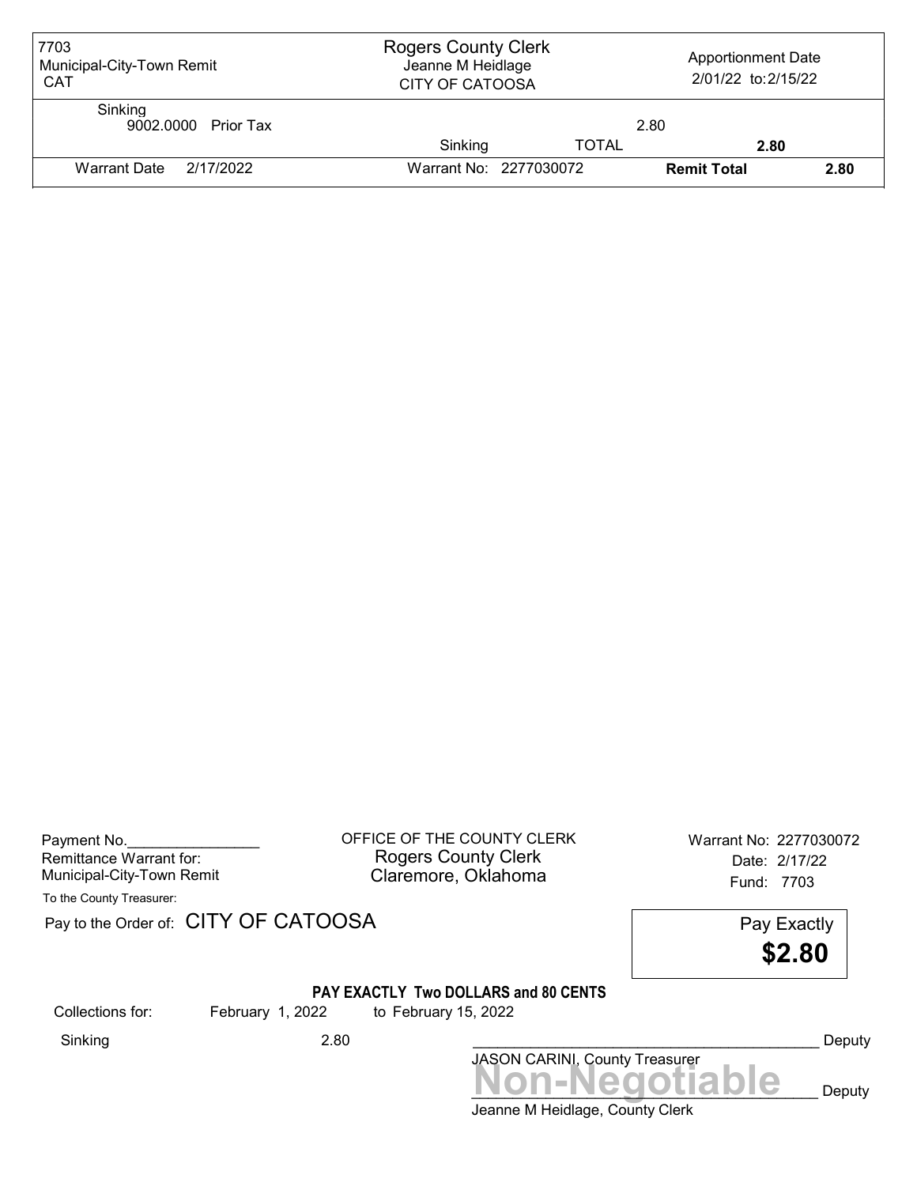| 7703 Municipal-City-Town Remit CAT | Rogers County Clerk Jeanne M Heidlage CITY OF CATOOSA | | Apportionment Date 2/01/22 to: 2/15/22 | |
|---|---|---|---|---|
| Sinking 9002.0000 Prior Tax | | | 2.80 | |
| | Sinking | TOTAL | **2.80** | |
| Warrant Date 2/17/2022 | Warrant No: 2277030072 | | **Remit Total** | **2.80** |

Payment No.________________
Remittance Warrant for:
Municipal-City-Town Remit

OFFICE OF THE COUNTY CLERK
Rogers County Clerk
Claremore, Oklahoma

Warrant No: 2277030072
Date: 2/17/22
Fund: 7703

To the County Treasurer:

Pay to the Order of: CITY OF CATOOSA

Pay Exactly
**$2.80**

**PAY EXACTLY Two DOLLARS and 80 CENTS**

Collections for: February 1, 2022 to February 15, 2022

Sinking 2.80

__________________________________________ Deputy
JASON CARINI, County Treasurer

**Non-Negotiable**

__________________________________________ Deputy
Jeanne M Heidlage, County Clerk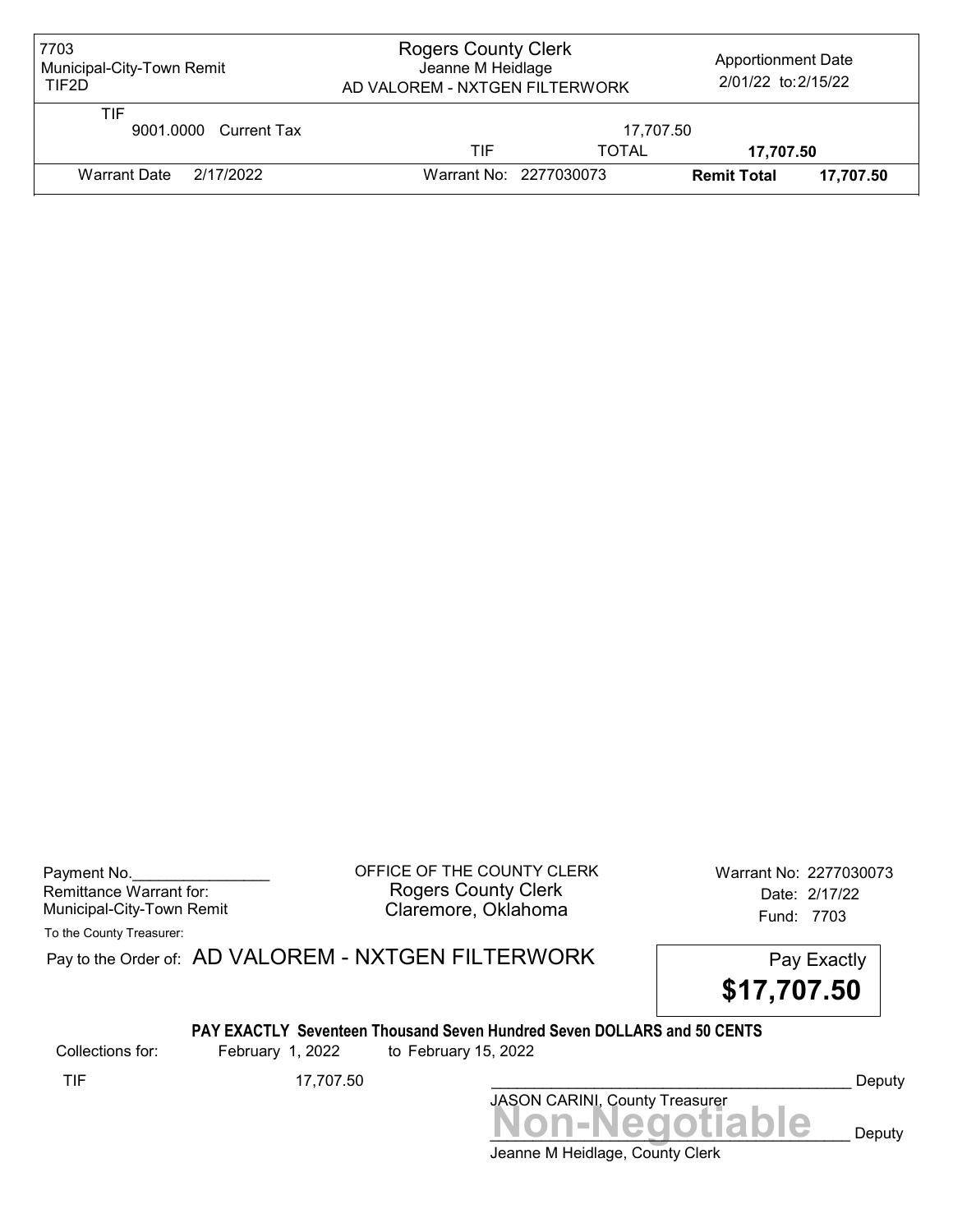| | | |
|---|---|---|
| 7703<br>Municipal-City-Town Remit<br>TIF2D | Rogers County Clerk<br>Jeanne M Heidlage<br>AD VALOREM - NXTGEN FILTERWORK | Apportionment Date<br>2/01/22 to: 2/15/22 |

| | | | |
|---|---|---|---|
| TIF | | | |
| 9001.0000 Current Tax | | 17,707.50 | |
| | TIF | TOTAL | 17,707.50 |
| Warrant Date 2/17/2022 | Warrant No: 2277030073 | Remit Total | 17,707.50 |

Payment No.________________
Remittance Warrant for:
Municipal-City-Town Remit

OFFICE OF THE COUNTY CLERK
Rogers County Clerk
Claremore, Oklahoma

Warrant No: 2277030073
Date: 2/17/22
Fund: 7703

To the County Treasurer:

Pay to the Order of: AD VALOREM - NXTGEN FILTERWORK

Pay Exactly
**$17,707.50**

**PAY EXACTLY Seventeen Thousand Seven Hundred Seven DOLLARS and 50 CENTS**

Collections for: February 1, 2022 to February 15, 2022

TIF 17,707.50

_________________________________________ Deputy
JASON CARINI, County Treasurer

**Non-Negotiable**

_________________________________________ Deputy
Jeanne M Heidlage, County Clerk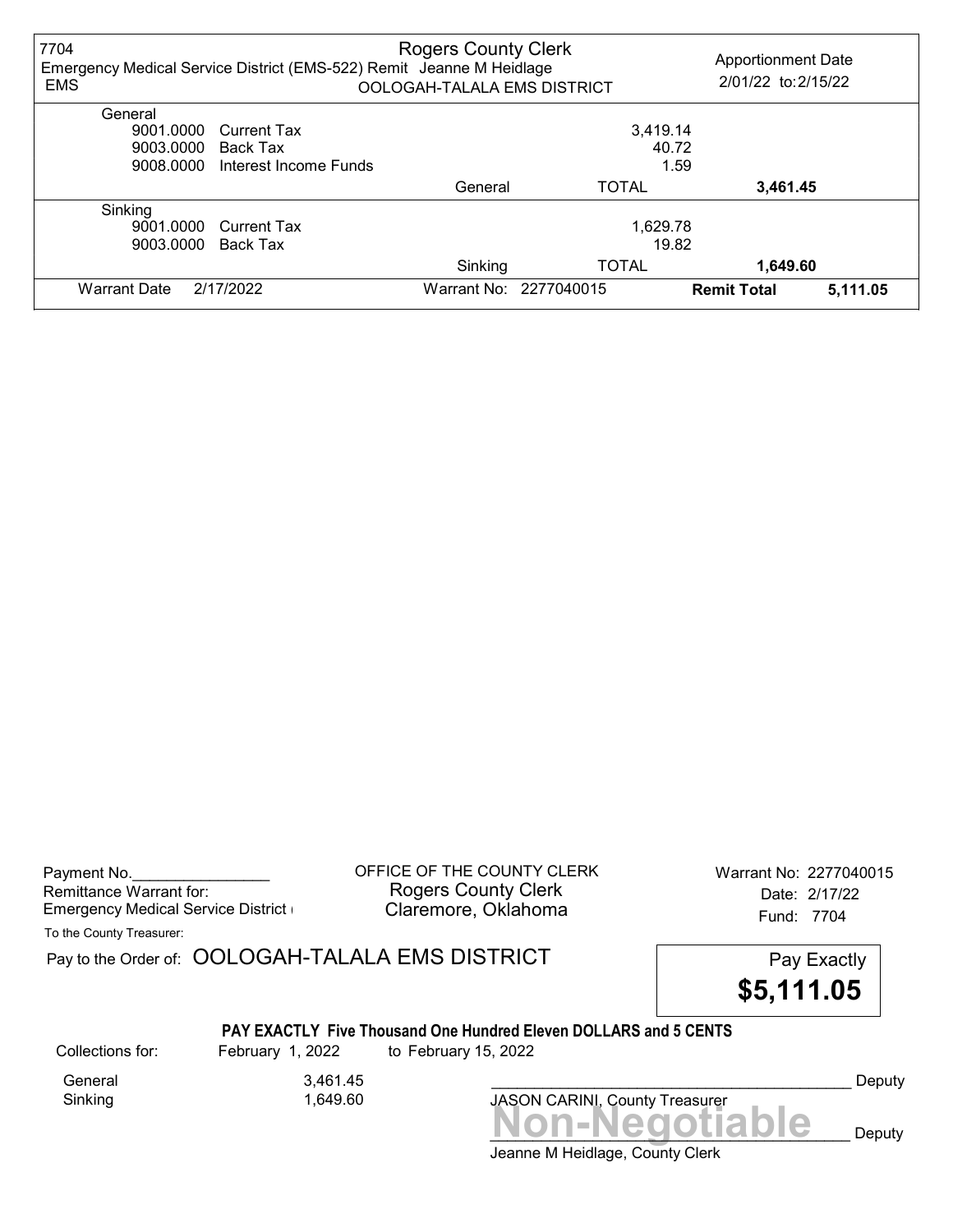7704
Emergency Medical Service District (EMS-522) Remit Jeanne M Heidlage
EMS

Rogers County Clerk
OOLOGAH-TALALA EMS DISTRICT

Apportionment Date
2/01/22 to: 2/15/22

| | | | | |
|---|---|---|---|---|
| General | | | | |
| 9001.0000 | Current Tax | | 3,419.14 | |
| 9003.0000 | Back Tax | | 40.72 | |
| 9008.0000 | Interest Income Funds | | 1.59 | |
| | | General | TOTAL | 3,461.45 |
| Sinking | | | | |
| 9001.0000 | Current Tax | | 1,629.78 | |
| 9003.0000 | Back Tax | | 19.82 | |
| | | Sinking | TOTAL | 1,649.60 |
| Warrant Date | 2/17/2022 | Warrant No: 2277040015 | **Remit Total** | **5,111.05** |

Payment No.________________
Remittance Warrant for:
Emergency Medical Service District (

OFFICE OF THE COUNTY CLERK
Rogers County Clerk
Claremore, Oklahoma

Warrant No: 2277040015
Date: 2/17/22
Fund: 7704

To the County Treasurer:

Pay to the Order of: OOLOGAH-TALALA EMS DISTRICT

Pay Exactly
**$5,111.05**

**PAY EXACTLY Five Thousand One Hundred Eleven DOLLARS and 5 CENTS**

Collections for: February 1, 2022 to February 15, 2022

| | |
|---|---|
| General | 3,461.45 |
| Sinking | 1,649.60 |

__________________________________________ Deputy
JASON CARINI, County Treasurer

**Non-Negotiable**

__________________________________________ Deputy
Jeanne M Heidlage, County Clerk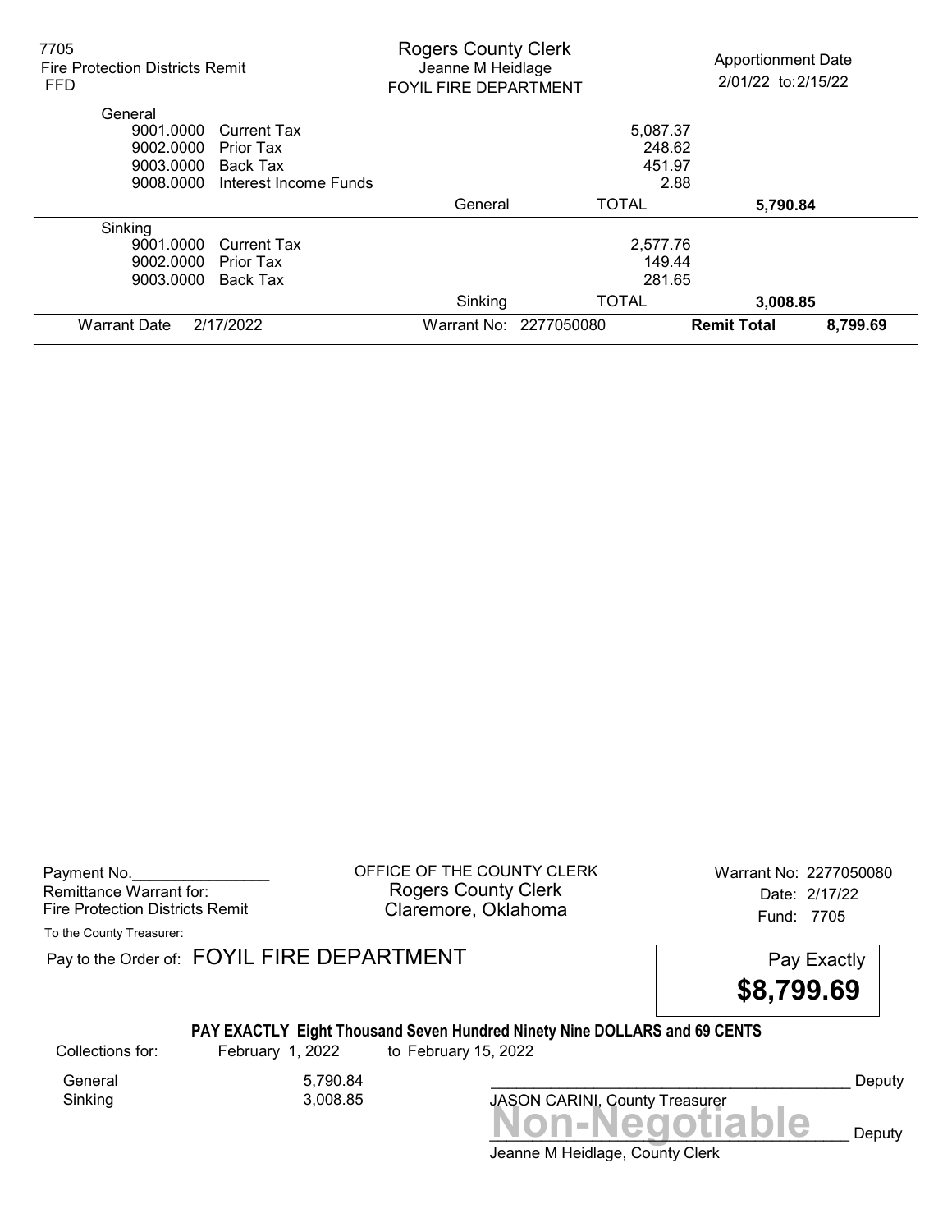| 7705 Fire Protection Districts Remit FFD | Rogers County Clerk Jeanne M Heidlage FOYIL FIRE DEPARTMENT | | Apportionment Date 2/01/22 to: 2/15/22 |
|---|---|---|---|
| **General** | | | |
| 9001.0000 Current Tax | | 5,087.37 | |
| 9002.0000 Prior Tax | | 248.62 | |
| 9003.0000 Back Tax | | 451.97 | |
| 9008.0000 Interest Income Funds | | 2.88 | |
| | General | TOTAL | **5,790.84** |
| **Sinking** | | | |
| 9001.0000 Current Tax | | 2,577.76 | |
| 9002.0000 Prior Tax | | 149.44 | |
| 9003.0000 Back Tax | | 281.65 | |
| | Sinking | TOTAL | **3,008.85** |
| Warrant Date 2/17/2022 | Warrant No: 2277050080 | **Remit Total** | **8,799.69** |

Payment No.________________
Remittance Warrant for:
Fire Protection Districts Remit

OFFICE OF THE COUNTY CLERK
Rogers County Clerk
Claremore, Oklahoma

Warrant No: 2277050080
Date: 2/17/22
Fund: 7705

To the County Treasurer:

Pay to the Order of: FOYIL FIRE DEPARTMENT

Pay Exactly
**$8,799.69**

**PAY EXACTLY Eight Thousand Seven Hundred Ninety Nine DOLLARS and 69 CENTS**

Collections for: February 1, 2022 to February 15, 2022

| | |
|---|---|
| General | 5,790.84 |
| Sinking | 3,008.85 |

_________________________________________ Deputy
JASON CARINI, County Treasurer

**Non-Negotiable**
_________________________________________ Deputy
Jeanne M Heidlage, County Clerk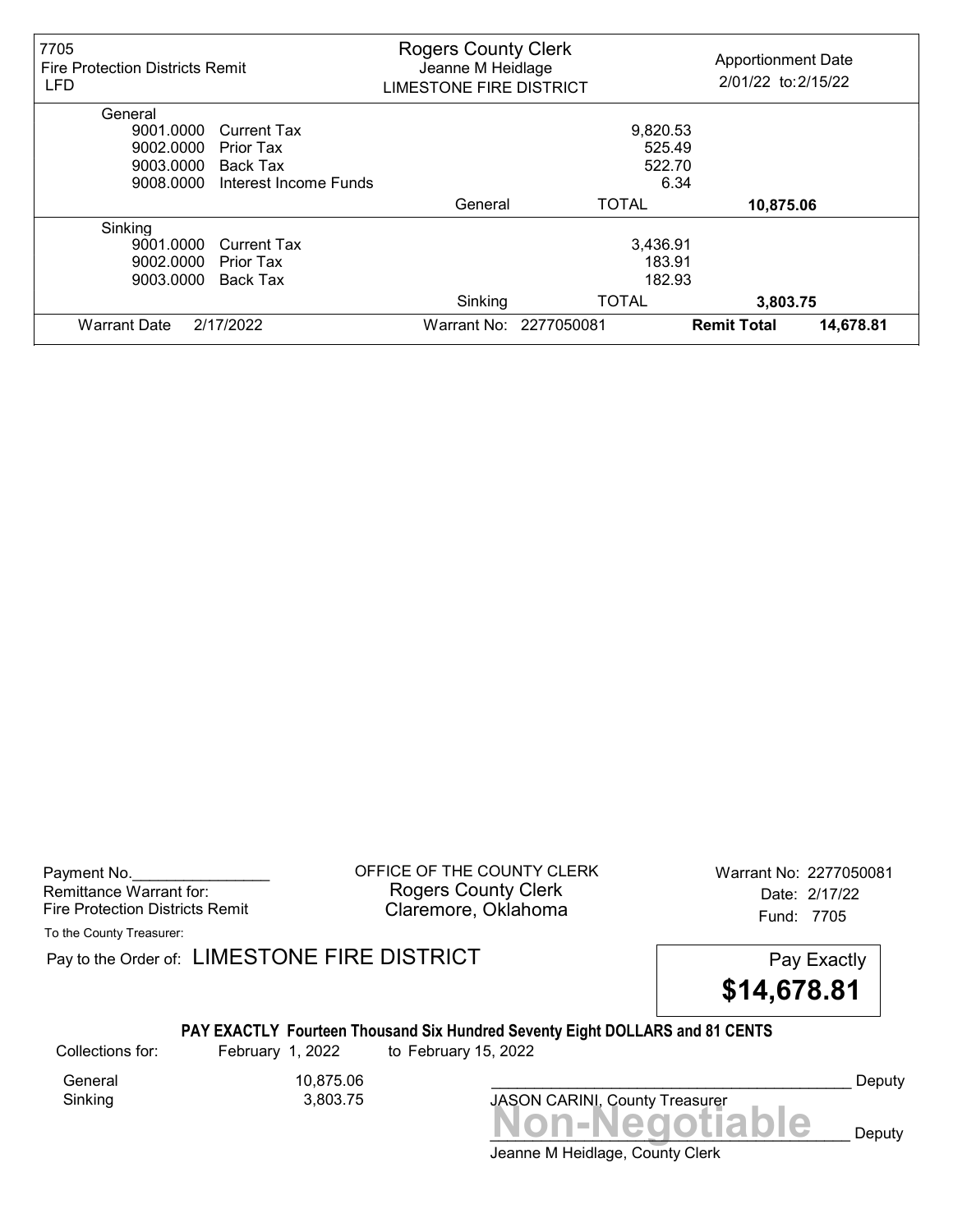| 7705 Fire Protection Districts Remit LFD | | Rogers County Clerk Jeanne M Heidlage LIMESTONE FIRE DISTRICT | | Apportionment Date 2/01/22 to: 2/15/22 | |
|---|---|---|---|---|---|
| General | | | | | |
| 9001.0000 | Current Tax | | 9,820.53 | | |
| 9002.0000 | Prior Tax | | 525.49 | | |
| 9003.0000 | Back Tax | | 522.70 | | |
| 9008.0000 | Interest Income Funds | | 6.34 | | |
| | | General | TOTAL | **10,875.06** | |
| Sinking | | | | | |
| 9001.0000 | Current Tax | | 3,436.91 | | |
| 9002.0000 | Prior Tax | | 183.91 | | |
| 9003.0000 | Back Tax | | 182.93 | | |
| | | Sinking | TOTAL | **3,803.75** | |
| Warrant Date | 2/17/2022 | Warrant No: 2277050081 | | **Remit Total** | **14,678.81** |

Payment No.________________
Remittance Warrant for:
Fire Protection Districts Remit

OFFICE OF THE COUNTY CLERK
Rogers County Clerk
Claremore, Oklahoma

Warrant No: 2277050081
Date: 2/17/22
Fund: 7705

To the County Treasurer:

Pay to the Order of: LIMESTONE FIRE DISTRICT

Pay Exactly **$14,678.81**

**PAY EXACTLY Fourteen Thousand Six Hundred Seventy Eight DOLLARS and 81 CENTS**

Collections for: February 1, 2022 to February 15, 2022

| | |
|---|---|
| General | 10,875.06 |
| Sinking | 3,803.75 |

_________________________________________ Deputy
JASON CARINI, County Treasurer

**Non-Negotiable**

_________________________________________ Deputy
Jeanne M Heidlage, County Clerk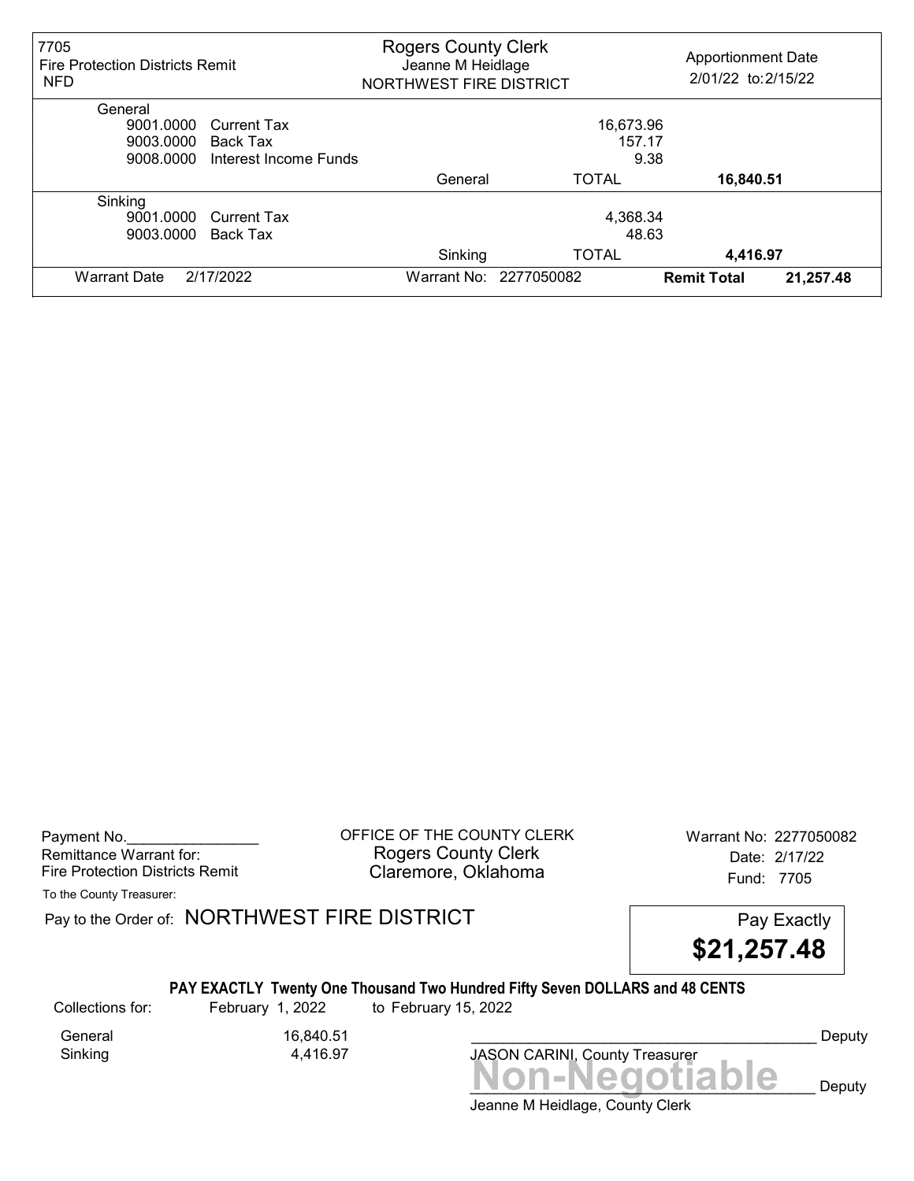7705
Fire Protection Districts Remit
NFD

Rogers County Clerk
Jeanne M Heidlage
NORTHWEST FIRE DISTRICT

Apportionment Date
2/01/22 to: 2/15/22

| | | | | |
|---|---|---|---|---|
| **General** | | | | |
| 9001.0000 | Current Tax | | 16,673.96 | |
| 9003.0000 | Back Tax | | 157.17 | |
| 9008.0000 | Interest Income Funds | | 9.38 | |
| | | General | TOTAL | **16,840.51** |
| **Sinking** | | | | |
| 9001.0000 | Current Tax | | 4,368.34 | |
| 9003.0000 | Back Tax | | 48.63 | |
| | | Sinking | TOTAL | **4,416.97** |

Warrant Date 2/17/2022 | Warrant No: 2277050082 | **Remit Total** **21,257.48**

Payment No.________________
Remittance Warrant for:
Fire Protection Districts Remit

OFFICE OF THE COUNTY CLERK
Rogers County Clerk
Claremore, Oklahoma

Warrant No: 2277050082
Date: 2/17/22
Fund: 7705

To the County Treasurer:

Pay to the Order of: NORTHWEST FIRE DISTRICT

Pay Exactly
**$21,257.48**

**PAY EXACTLY Twenty One Thousand Two Hundred Fifty Seven DOLLARS and 48 CENTS**

Collections for: February 1, 2022 to February 15, 2022

| | |
|---|---|
| General | 16,840.51 |
| Sinking | 4,416.97 |

_________________________________________ Deputy
JASON CARINI, County Treasurer

**Non-Negotiable**

_________________________________________ Deputy
Jeanne M Heidlage, County Clerk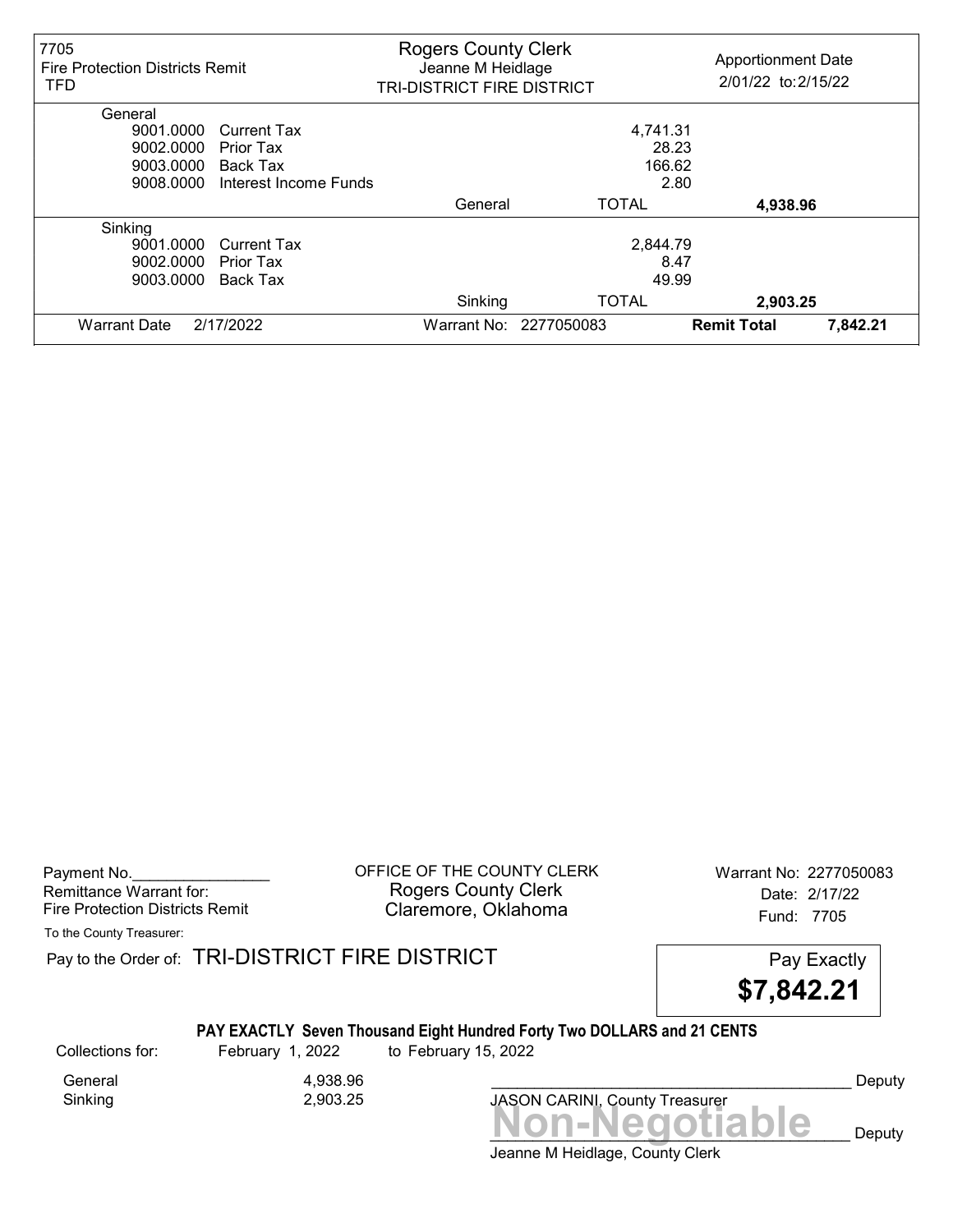| 7705 Fire Protection Districts Remit TFD | Rogers County Clerk Jeanne M Heidlage TRI-DISTRICT FIRE DISTRICT | | Apportionment Date 2/01/22 to: 2/15/22 | |
|---|---|---|---|---|
| **General** | | | | |
| 9001.0000 Current Tax | | 4,741.31 | | |
| 9002.0000 Prior Tax | | 28.23 | | |
| 9003.0000 Back Tax | | 166.62 | | |
| 9008.0000 Interest Income Funds | | 2.80 | | |
| | General | TOTAL | **4,938.96** | |
| **Sinking** | | | | |
| 9001.0000 Current Tax | | 2,844.79 | | |
| 9002.0000 Prior Tax | | 8.47 | | |
| 9003.0000 Back Tax | | 49.99 | | |
| | Sinking | TOTAL | **2,903.25** | |
| Warrant Date 2/17/2022 | Warrant No: 2277050083 | | **Remit Total** | **7,842.21** |

Payment No.________________
Remittance Warrant for:
Fire Protection Districts Remit

OFFICE OF THE COUNTY CLERK
Rogers County Clerk
Claremore, Oklahoma

Warrant No: 2277050083
Date: 2/17/22
Fund: 7705

To the County Treasurer:

Pay to the Order of: TRI-DISTRICT FIRE DISTRICT

Pay Exactly **$7,842.21**

**PAY EXACTLY Seven Thousand Eight Hundred Forty Two DOLLARS and 21 CENTS**

Collections for: February 1, 2022 to February 15, 2022

| | |
|---|---|
| General | 4,938.96 |
| Sinking | 2,903.25 |

_________________________________________ Deputy
JASON CARINI, County Treasurer

**Non-Negotiable**

_________________________________________ Deputy
Jeanne M Heidlage, County Clerk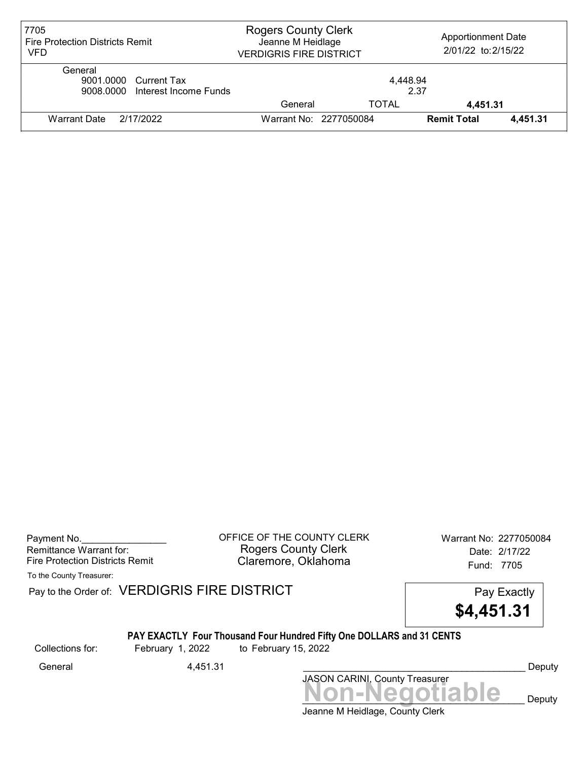| 7705 Fire Protection Districts Remit VFD | Rogers County Clerk Jeanne M Heidlage VERDIGRIS FIRE DISTRICT | | Apportionment Date 2/01/22 to: 2/15/22 | |
|---|---|---|---|---|
| General | | | | |
| 9001.0000 Current Tax | | 4,448.94 | | |
| 9008.0000 Interest Income Funds | | 2.37 | | |
| | General | TOTAL | 4,451.31 | |
| Warrant Date 2/17/2022 | Warrant No: 2277050084 | | Remit Total | 4,451.31 |

Payment No.________________
Remittance Warrant for:
Fire Protection Districts Remit

OFFICE OF THE COUNTY CLERK
Rogers County Clerk
Claremore, Oklahoma

Warrant No: 2277050084
Date: 2/17/22
Fund: 7705

To the County Treasurer:

Pay to the Order of: VERDIGRIS FIRE DISTRICT

Pay Exactly
**$4,451.31**

**PAY EXACTLY Four Thousand Four Hundred Fifty One DOLLARS and 31 CENTS**

Collections for: February 1, 2022 to February 15, 2022

General 4,451.31

__________________________________________ Deputy
JASON CARINI, County Treasurer

**Non-Negotiable**

__________________________________________ Deputy
Jeanne M Heidlage, County Clerk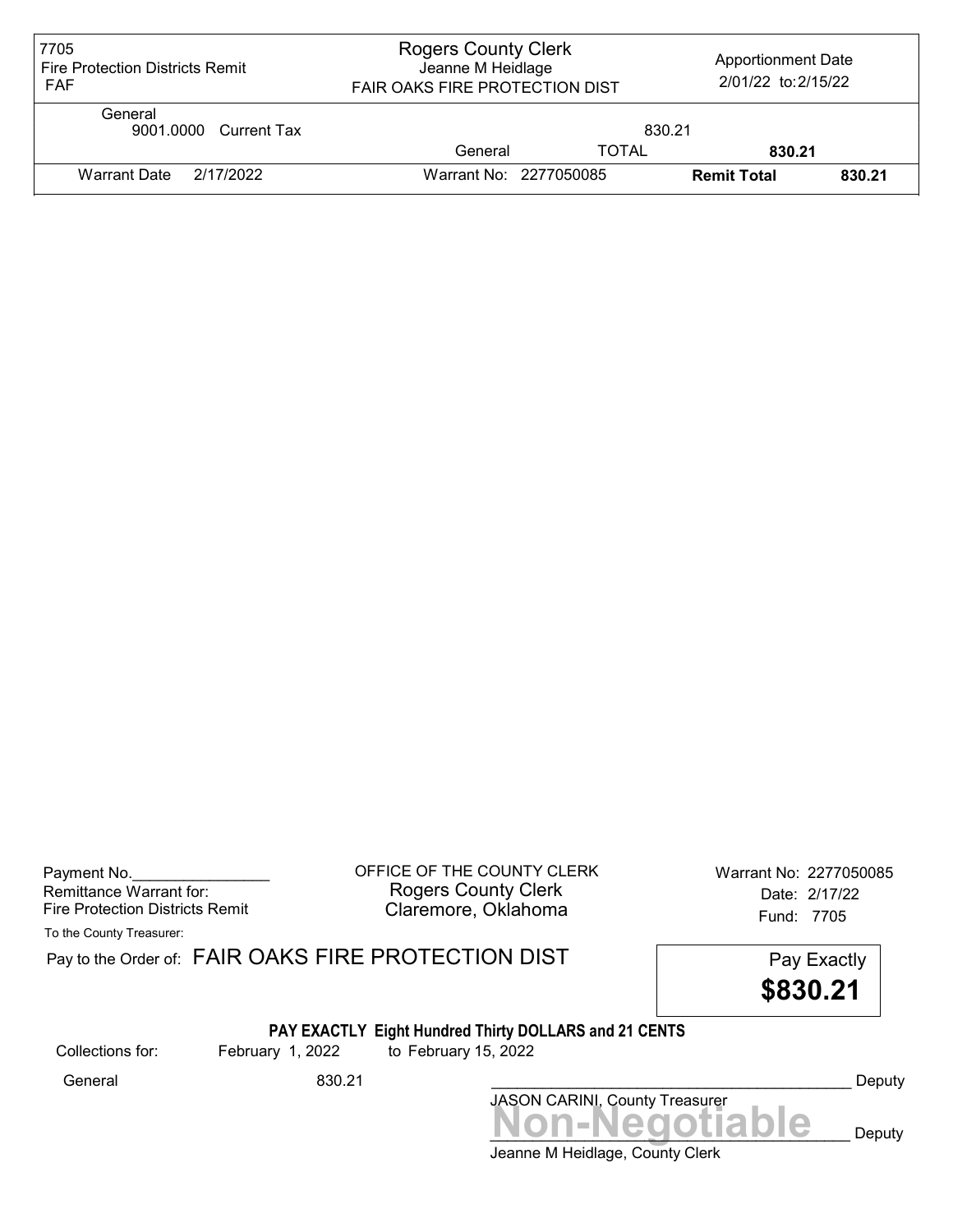| 7705 Fire Protection Districts Remit FAF | Rogers County Clerk Jeanne M Heidlage FAIR OAKS FIRE PROTECTION DIST | | Apportionment Date 2/01/22 to: 2/15/22 | |
|---|---|---|---|---|
| General 9001.0000 Current Tax | | 830.21 | | |
| | General | TOTAL | **830.21** | |
| Warrant Date 2/17/2022 | Warrant No: 2277050085 | | **Remit Total** | **830.21** |

Payment No.________________
Remittance Warrant for:
Fire Protection Districts Remit

OFFICE OF THE COUNTY CLERK
Rogers County Clerk
Claremore, Oklahoma

Warrant No: 2277050085
Date: 2/17/22
Fund: 7705

To the County Treasurer:

Pay to the Order of: FAIR OAKS FIRE PROTECTION DIST

Pay Exactly
**$830.21**

**PAY EXACTLY Eight Hundred Thirty DOLLARS and 21 CENTS**

Collections for: February 1, 2022 to February 15, 2022

General 830.21

__________________________________________ Deputy
JASON CARINI, County Treasurer

**Non-Negotiable**
__________________________________________ Deputy
Jeanne M Heidlage, County Clerk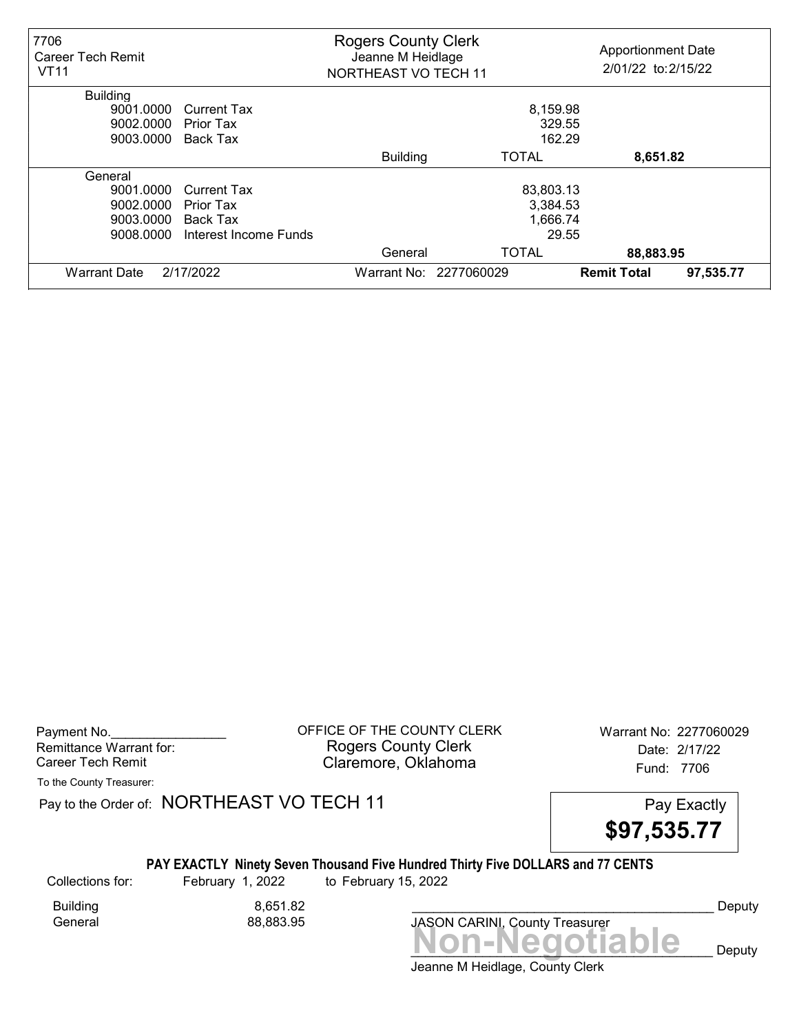| 7706 Career Tech Remit VT11 | Rogers County Clerk Jeanne M Heidlage NORTHEAST VO TECH 11 | | Apportionment Date 2/01/22 to: 2/15/22 |
|---|---|---|---|
| **Building** | | | |
| 9001.0000 Current Tax | | 8,159.98 | |
| 9002.0000 Prior Tax | | 329.55 | |
| 9003.0000 Back Tax | | 162.29 | |
| | Building | TOTAL | **8,651.82** |
| **General** | | | |
| 9001.0000 Current Tax | | 83,803.13 | |
| 9002.0000 Prior Tax | | 3,384.53 | |
| 9003.0000 Back Tax | | 1,666.74 | |
| 9008.0000 Interest Income Funds | | 29.55 | |
| | General | TOTAL | **88,883.95** |
| Warrant Date 2/17/2022 | Warrant No: 2277060029 | **Remit Total** | **97,535.77** |

Payment No.________________
Remittance Warrant for:
Career Tech Remit

OFFICE OF THE COUNTY CLERK
Rogers County Clerk
Claremore, Oklahoma

Warrant No: 2277060029
Date: 2/17/22
Fund: 7706

To the County Treasurer:

Pay to the Order of: NORTHEAST VO TECH 11

Pay Exactly
**$97,535.77**

**PAY EXACTLY Ninety Seven Thousand Five Hundred Thirty Five DOLLARS and 77 CENTS**

Collections for: February 1, 2022 to February 15, 2022

| | |
|---|---|
| Building | 8,651.82 |
| General | 88,883.95 |

_________________________________________ Deputy
JASON CARINI, County Treasurer

**Non-Negotiable**

_________________________________________ Deputy
Jeanne M Heidlage, County Clerk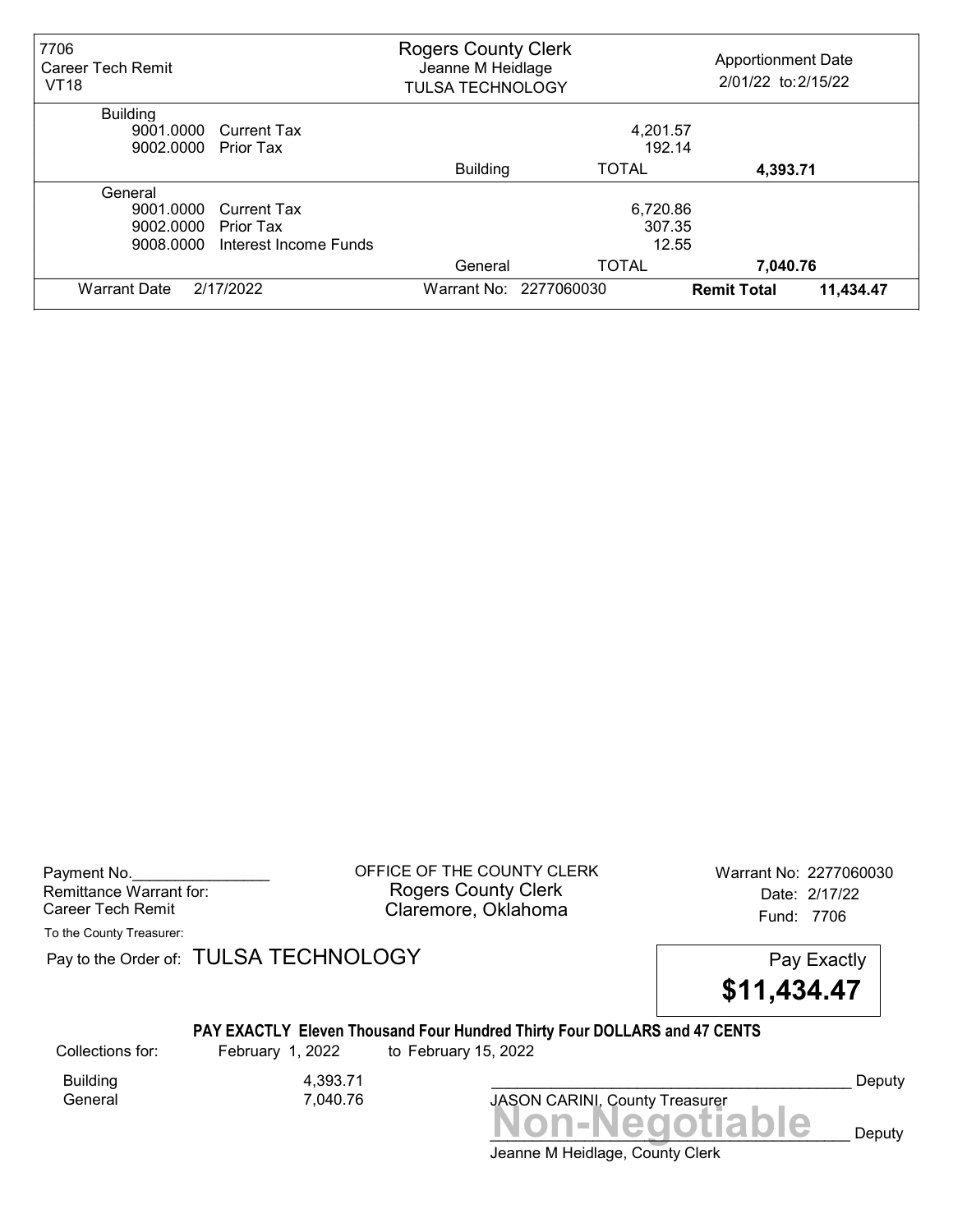| 7706 Career Tech Remit VT18 | Rogers County Clerk Jeanne M Heidlage TULSA TECHNOLOGY | | Apportionment Date 2/01/22 to: 2/15/22 |
|---|---|---|---|
| **Building** | | | |
| 9001.0000 Current Tax | | 4,201.57 | |
| 9002.0000 Prior Tax | | 192.14 | |
| | Building | TOTAL | **4,393.71** |
| **General** | | | |
| 9001.0000 Current Tax | | 6,720.86 | |
| 9002.0000 Prior Tax | | 307.35 | |
| 9008.0000 Interest Income Funds | | 12.55 | |
| | General | TOTAL | **7,040.76** |
| Warrant Date 2/17/2022 | Warrant No: 2277060030 | | **Remit Total** 11,434.47 |

Payment No.________________

Remittance Warrant for:
Career Tech Remit

OFFICE OF THE COUNTY CLERK
Rogers County Clerk
Claremore, Oklahoma

Warrant No: 2277060030
Date: 2/17/22
Fund: 7706

To the County Treasurer:

Pay to the Order of: TULSA TECHNOLOGY

Pay Exactly **$11,434.47**

**PAY EXACTLY Eleven Thousand Four Hundred Thirty Four DOLLARS and 47 CENTS**

| Collections for: | February 1, 2022 | to February 15, 2022 |
|---|---|---|
| Building | 4,393.71 | |
| General | 7,040.76 | |

__________________________________________ Deputy
JASON CARINI, County Treasurer

**Non-Negotiable**

__________________________________________ Deputy
Jeanne M Heidlage, County Clerk